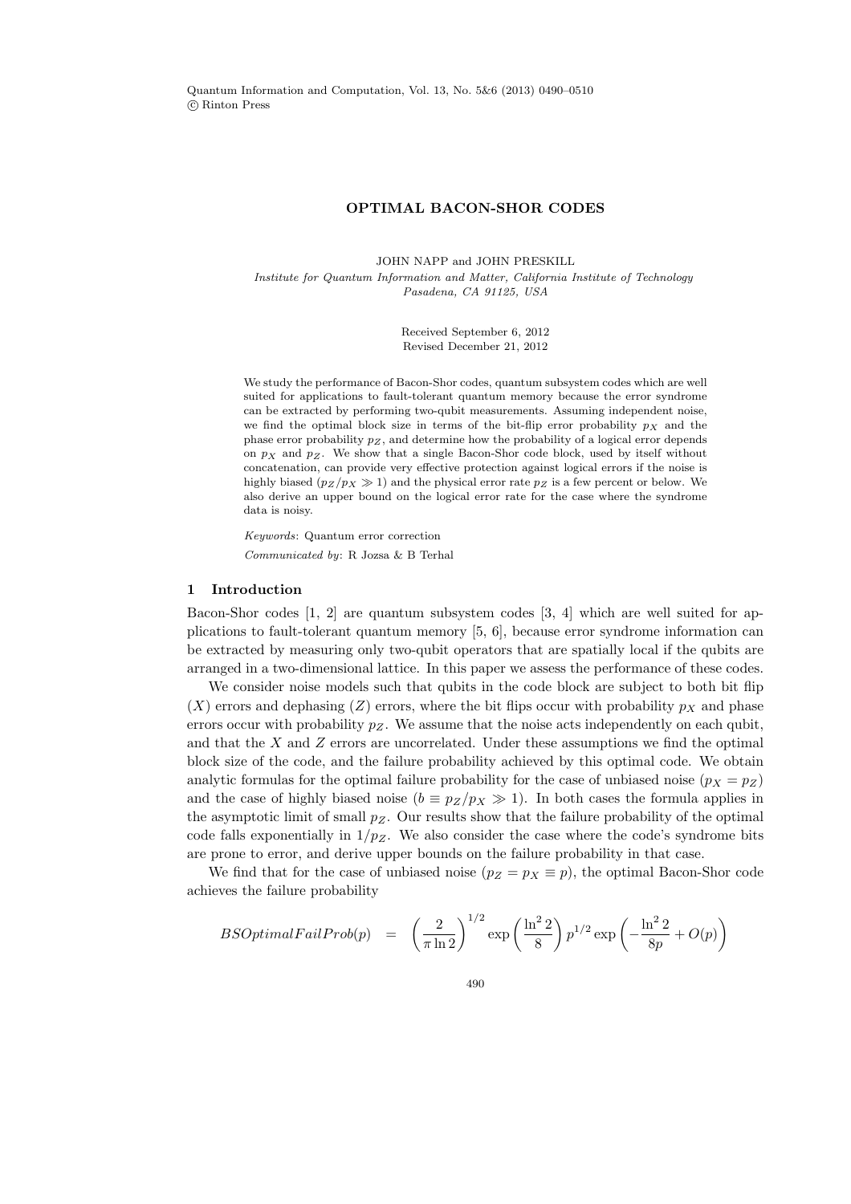Quantum Information and Computation, Vol. 13, No. 5&6 (2013) 0490–0510
© Rinton Press

# OPTIMAL BACON-SHOR CODES

JOHN NAPP and JOHN PRESKILL

*Institute for Quantum Information and Matter, California Institute of Technology*
*Pasadena, CA 91125, USA*

Received September 6, 2012
Revised December 21, 2012

We study the performance of Bacon-Shor codes, quantum subsystem codes which are well suited for applications to fault-tolerant quantum memory because the error syndrome can be extracted by performing two-qubit measurements. Assuming independent noise, we find the optimal block size in terms of the bit-flip error probability $p_X$ and the phase error probability $p_Z$, and determine how the probability of a logical error depends on $p_X$ and $p_Z$. We show that a single Bacon-Shor code block, used by itself without concatenation, can provide very effective protection against logical errors if the noise is highly biased ($p_Z/p_X \gg 1$) and the physical error rate $p_Z$ is a few percent or below. We also derive an upper bound on the logical error rate for the case where the syndrome data is noisy.

*Keywords*: Quantum error correction

*Communicated by*: R Jozsa & B Terhal

## 1 Introduction

Bacon-Shor codes [1, 2] are quantum subsystem codes [3, 4] which are well suited for applications to fault-tolerant quantum memory [5, 6], because error syndrome information can be extracted by measuring only two-qubit operators that are spatially local if the qubits are arranged in a two-dimensional lattice. In this paper we assess the performance of these codes.

We consider noise models such that qubits in the code block are subject to both bit flip ($X$) errors and dephasing ($Z$) errors, where the bit flips occur with probability $p_X$ and phase errors occur with probability $p_Z$. We assume that the noise acts independently on each qubit, and that the $X$ and $Z$ errors are uncorrelated. Under these assumptions we find the optimal block size of the code, and the failure probability achieved by this optimal code. We obtain analytic formulas for the optimal failure probability for the case of unbiased noise ($p_X = p_Z$) and the case of highly biased noise ($b \equiv p_Z/p_X \gg 1$). In both cases the formula applies in the asymptotic limit of small $p_Z$. Our results show that the failure probability of the optimal code falls exponentially in $1/p_Z$. We also consider the case where the code's syndrome bits are prone to error, and derive upper bounds on the failure probability in that case.

We find that for the case of unbiased noise ($p_Z = p_X \equiv p$), the optimal Bacon-Shor code achieves the failure probability

$$BSOptimalFailProb(p) = \left(\frac{2}{\pi \ln 2}\right)^{1/2} \exp\left(\frac{\ln^2 2}{8}\right) p^{1/2} \exp\left(-\frac{\ln^2 2}{8p} + O(p)\right)$$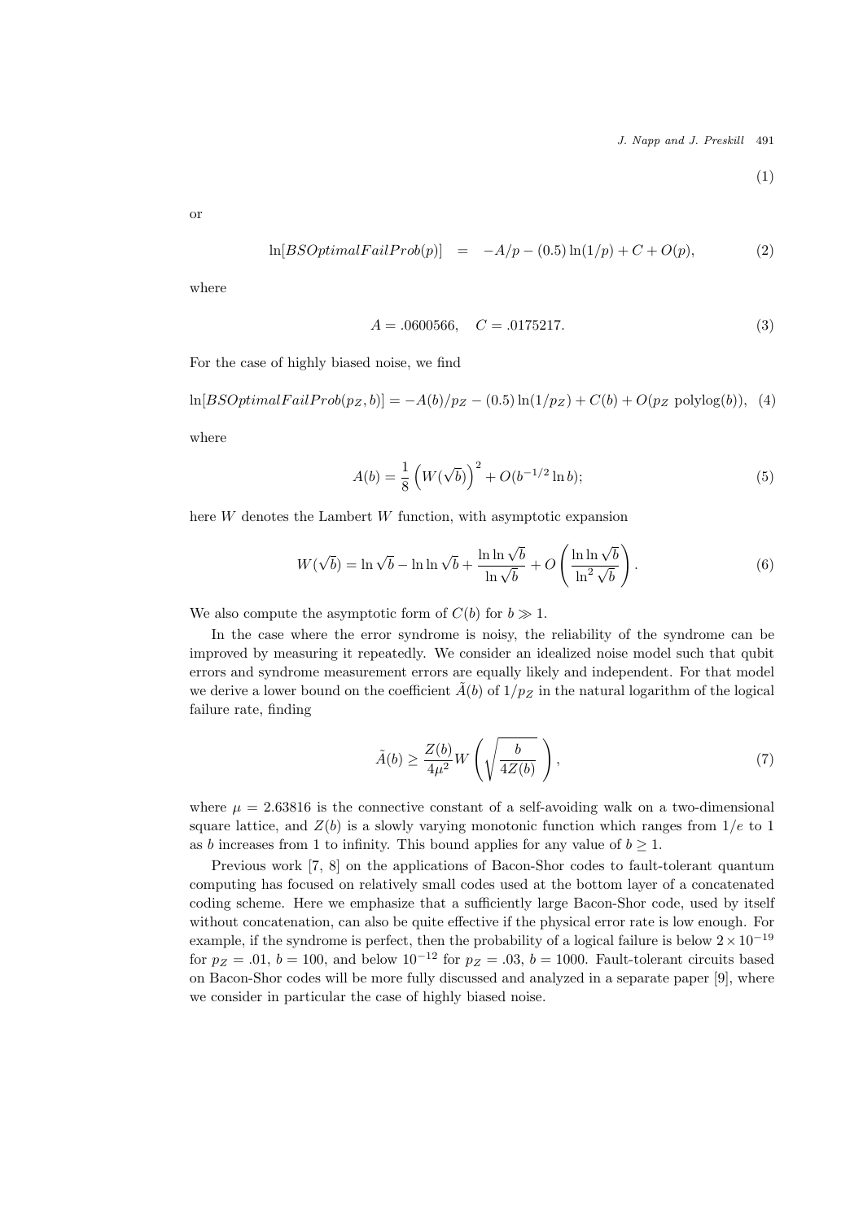$$(1)$$

or

$$\ln[BSOptimalFailProb(p)] \quad = \quad -A/p - (0.5)\ln(1/p) + C + O(p), \tag{2}$$

where

$$A = .0600566, \quad C = .0175217. \tag{3}$$

For the case of highly biased noise, we find

$$\ln[BSOptimalFailProb(p_Z, b)] = -A(b)/p_Z - (0.5)\ln(1/p_Z) + C(b) + O(p_Z \text{ polylog}(b)), \tag{4}$$

where

$$A(b) = \frac{1}{8}\left(W(\sqrt{b})\right)^2 + O(b^{-1/2}\ln b); \tag{5}$$

here $W$ denotes the Lambert $W$ function, with asymptotic expansion

$$W(\sqrt{b}) = \ln\sqrt{b} - \ln\ln\sqrt{b} + \frac{\ln\ln\sqrt{b}}{\ln\sqrt{b}} + O\left(\frac{\ln\ln\sqrt{b}}{\ln^2\sqrt{b}}\right). \tag{6}$$

We also compute the asymptotic form of $C(b)$ for $b \gg 1$.

In the case where the error syndrome is noisy, the reliability of the syndrome can be improved by measuring it repeatedly. We consider an idealized noise model such that qubit errors and syndrome measurement errors are equally likely and independent. For that model we derive a lower bound on the coefficient $\tilde{A}(b)$ of $1/p_Z$ in the natural logarithm of the logical failure rate, finding

$$\tilde{A}(b) \geq \frac{Z(b)}{4\mu^2} W\left(\sqrt{\frac{b}{4Z(b)}}\right), \tag{7}$$

where $\mu = 2.63816$ is the connective constant of a self-avoiding walk on a two-dimensional square lattice, and $Z(b)$ is a slowly varying monotonic function which ranges from $1/e$ to 1 as $b$ increases from 1 to infinity. This bound applies for any value of $b \geq 1$.

Previous work [7, 8] on the applications of Bacon-Shor codes to fault-tolerant quantum computing has focused on relatively small codes used at the bottom layer of a concatenated coding scheme. Here we emphasize that a sufficiently large Bacon-Shor code, used by itself without concatenation, can also be quite effective if the physical error rate is low enough. For example, if the syndrome is perfect, then the probability of a logical failure is below $2 \times 10^{-19}$ for $p_Z = .01$, $b = 100$, and below $10^{-12}$ for $p_Z = .03$, $b = 1000$. Fault-tolerant circuits based on Bacon-Shor codes will be more fully discussed and analyzed in a separate paper [9], where we consider in particular the case of highly biased noise.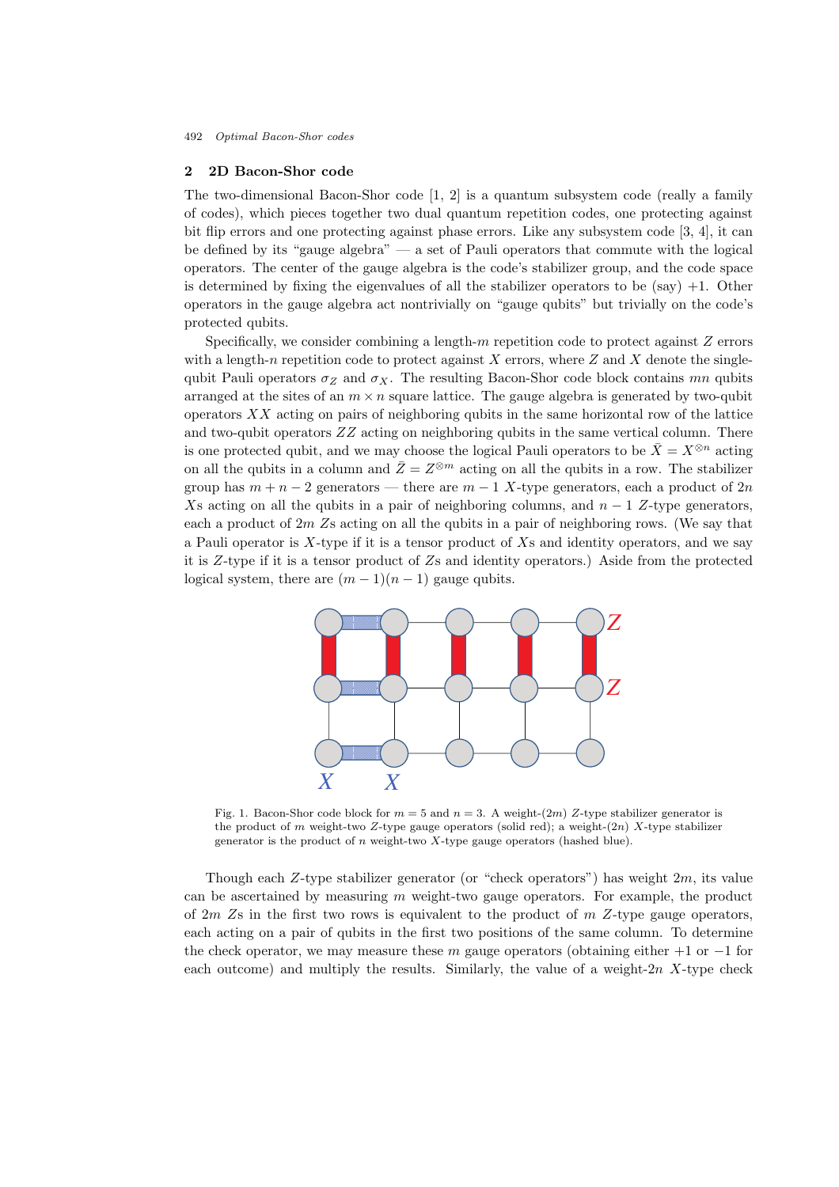## 2 2D Bacon-Shor code

The two-dimensional Bacon-Shor code [1, 2] is a quantum subsystem code (really a family of codes), which pieces together two dual quantum repetition codes, one protecting against bit flip errors and one protecting against phase errors. Like any subsystem code [3, 4], it can be defined by its "gauge algebra" — a set of Pauli operators that commute with the logical operators. The center of the gauge algebra is the code's stabilizer group, and the code space is determined by fixing the eigenvalues of all the stabilizer operators to be (say) $+1$. Other operators in the gauge algebra act nontrivially on "gauge qubits" but trivially on the code's protected qubits.

Specifically, we consider combining a length-$m$ repetition code to protect against $Z$ errors with a length-$n$ repetition code to protect against $X$ errors, where $Z$ and $X$ denote the single-qubit Pauli operators $\sigma_Z$ and $\sigma_X$. The resulting Bacon-Shor code block contains $mn$ qubits arranged at the sites of an $m \times n$ square lattice. The gauge algebra is generated by two-qubit operators $XX$ acting on pairs of neighboring qubits in the same horizontal row of the lattice and two-qubit operators $ZZ$ acting on neighboring qubits in the same vertical column. There is one protected qubit, and we may choose the logical Pauli operators to be $\bar{X} = X^{\otimes n}$ acting on all the qubits in a column and $\bar{Z} = Z^{\otimes m}$ acting on all the qubits in a row. The stabilizer group has $m + n - 2$ generators — there are $m - 1$ $X$-type generators, each a product of $2n$ $X$s acting on all the qubits in a pair of neighboring columns, and $n - 1$ $Z$-type generators, each a product of $2m$ $Z$s acting on all the qubits in a pair of neighboring rows. (We say that a Pauli operator is $X$-type if it is a tensor product of $X$s and identity operators, and we say it is $Z$-type if it is a tensor product of $Z$s and identity operators.) Aside from the protected logical system, there are $(m-1)(n-1)$ gauge qubits.

Fig. 1. Bacon-Shor code block for $m = 5$ and $n = 3$. A weight-$(2m)$ $Z$-type stabilizer generator is the product of $m$ weight-two $Z$-type gauge operators (solid red); a weight-$(2n)$ $X$-type stabilizer generator is the product of $n$ weight-two $X$-type gauge operators (hashed blue).

Though each $Z$-type stabilizer generator (or "check operators") has weight $2m$, its value can be ascertained by measuring $m$ weight-two gauge operators. For example, the product of $2m$ $Z$s in the first two rows is equivalent to the product of $m$ $Z$-type gauge operators, each acting on a pair of qubits in the first two positions of the same column. To determine the check operator, we may measure these $m$ gauge operators (obtaining either $+1$ or $-1$ for each outcome) and multiply the results. Similarly, the value of a weight-$2n$ $X$-type check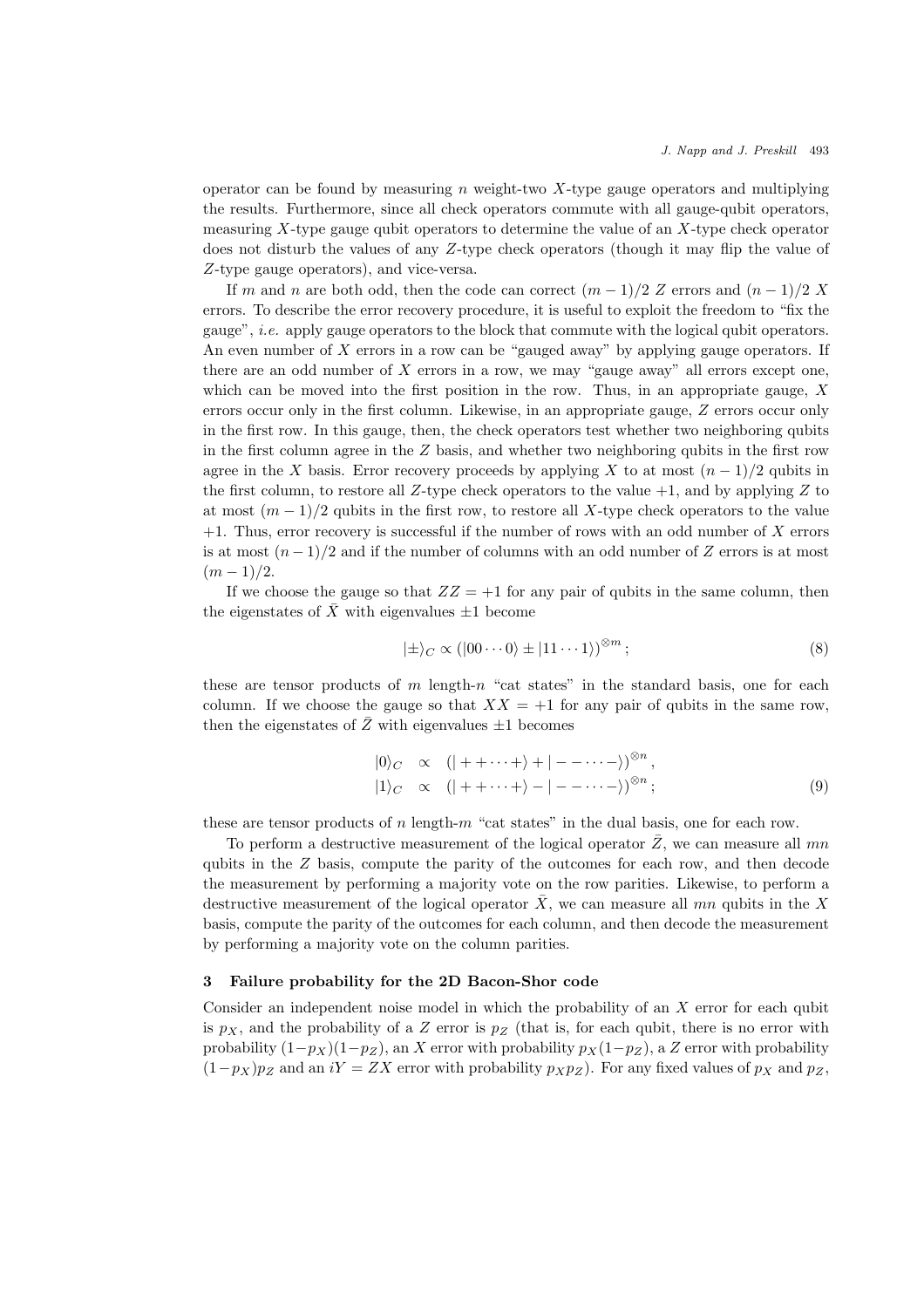operator can be found by measuring $n$ weight-two $X$-type gauge operators and multiplying the results. Furthermore, since all check operators commute with all gauge-qubit operators, measuring $X$-type gauge qubit operators to determine the value of an $X$-type check operator does not disturb the values of any $Z$-type check operators (though it may flip the value of $Z$-type gauge operators), and vice-versa.

If $m$ and $n$ are both odd, then the code can correct $(m-1)/2$ $Z$ errors and $(n-1)/2$ $X$ errors. To describe the error recovery procedure, it is useful to exploit the freedom to "fix the gauge", *i.e.* apply gauge operators to the block that commute with the logical qubit operators. An even number of $X$ errors in a row can be "gauged away" by applying gauge operators. If there are an odd number of $X$ errors in a row, we may "gauge away" all errors except one, which can be moved into the first position in the row. Thus, in an appropriate gauge, $X$ errors occur only in the first column. Likewise, in an appropriate gauge, $Z$ errors occur only in the first row. In this gauge, then, the check operators test whether two neighboring qubits in the first column agree in the $Z$ basis, and whether two neighboring qubits in the first row agree in the $X$ basis. Error recovery proceeds by applying $X$ to at most $(n-1)/2$ qubits in the first column, to restore all $Z$-type check operators to the value $+1$, and by applying $Z$ to at most $(m-1)/2$ qubits in the first row, to restore all $X$-type check operators to the value $+1$. Thus, error recovery is successful if the number of rows with an odd number of $X$ errors is at most $(n-1)/2$ and if the number of columns with an odd number of $Z$ errors is at most $(m-1)/2$.

If we choose the gauge so that $ZZ=+1$ for any pair of qubits in the same column, then the eigenstates of $\bar{X}$ with eigenvalues $\pm 1$ become

$$|\pm\rangle_C \propto \left(|00\cdots 0\rangle \pm |11\cdots 1\rangle\right)^{\otimes m}\,; \tag{8}$$

these are tensor products of $m$ length-$n$ "cat states" in the standard basis, one for each column. If we choose the gauge so that $XX=+1$ for any pair of qubits in the same row, then the eigenstates of $\bar{Z}$ with eigenvalues $\pm 1$ becomes

$$\begin{aligned} |0\rangle_C &\propto \left(|++\cdots+\rangle + |--\cdots-\rangle\right)^{\otimes n}\,, \\ |1\rangle_C &\propto \left(|++\cdots+\rangle - |--\cdots-\rangle\right)^{\otimes n}\,; \end{aligned} \tag{9}$$

these are tensor products of $n$ length-$m$ "cat states" in the dual basis, one for each row.

To perform a destructive measurement of the logical operator $\bar{Z}$, we can measure all $mn$ qubits in the $Z$ basis, compute the parity of the outcomes for each row, and then decode the measurement by performing a majority vote on the row parities. Likewise, to perform a destructive measurement of the logical operator $\bar{X}$, we can measure all $mn$ qubits in the $X$ basis, compute the parity of the outcomes for each column, and then decode the measurement by performing a majority vote on the column parities.

## 3 Failure probability for the 2D Bacon-Shor code

Consider an independent noise model in which the probability of an $X$ error for each qubit is $p_X$, and the probability of a $Z$ error is $p_Z$ (that is, for each qubit, there is no error with probability $(1-p_X)(1-p_Z)$, an $X$ error with probability $p_X(1-p_Z)$, a $Z$ error with probability $(1-p_X)p_Z$ and an $iY=ZX$ error with probability $p_X p_Z$). For any fixed values of $p_X$ and $p_Z$,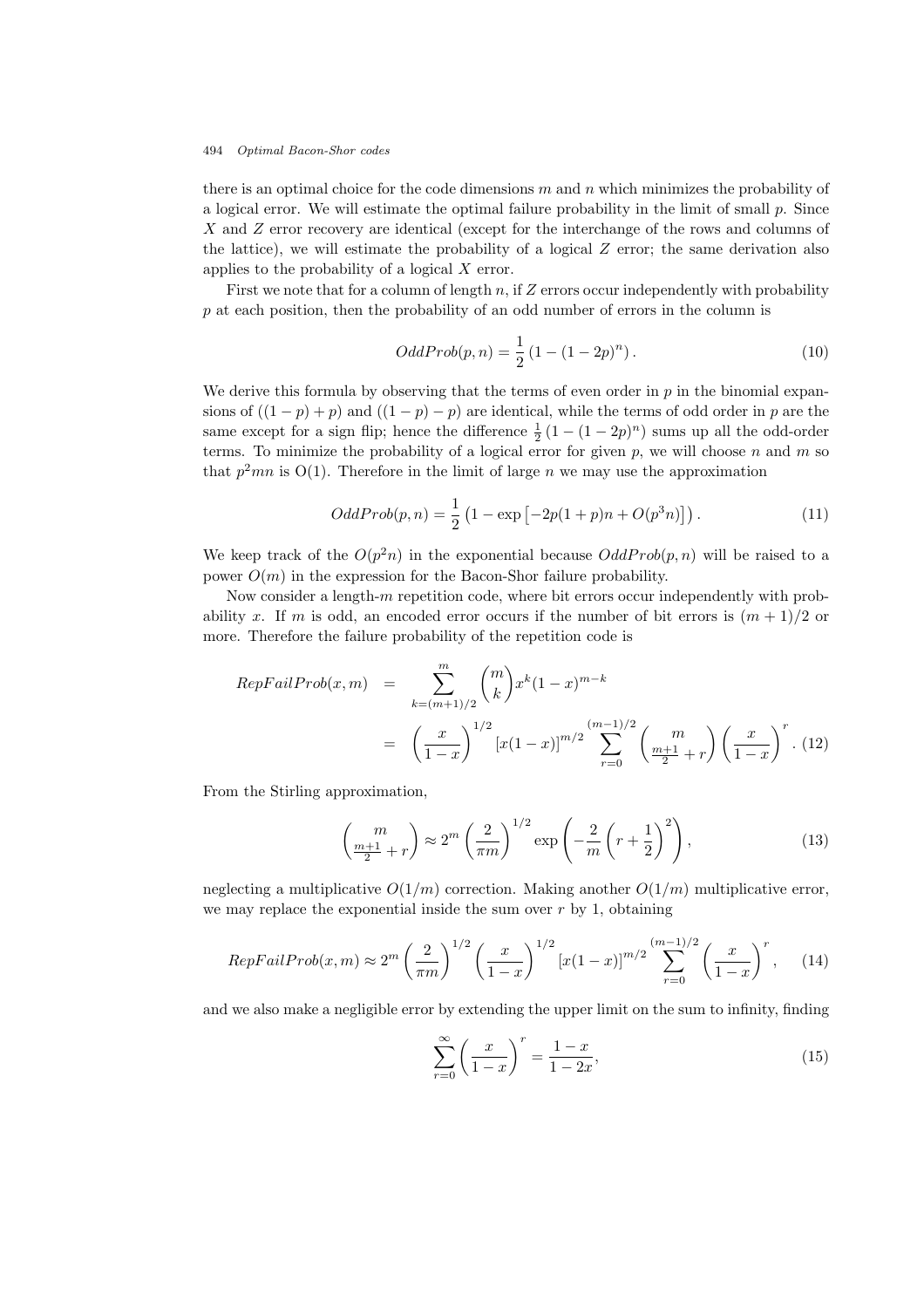there is an optimal choice for the code dimensions $m$ and $n$ which minimizes the probability of a logical error. We will estimate the optimal failure probability in the limit of small $p$. Since $X$ and $Z$ error recovery are identical (except for the interchange of the rows and columns of the lattice), we will estimate the probability of a logical $Z$ error; the same derivation also applies to the probability of a logical $X$ error.

First we note that for a column of length $n$, if $Z$ errors occur independently with probability $p$ at each position, then the probability of an odd number of errors in the column is

$$OddProb(p,n) = \frac{1}{2}\left(1 - (1-2p)^n\right). \tag{10}$$

We derive this formula by observing that the terms of even order in $p$ in the binomial expansions of $((1-p)+p)$ and $((1-p)-p)$ are identical, while the terms of odd order in $p$ are the same except for a sign flip; hence the difference $\frac{1}{2}\left(1-(1-2p)^n\right)$ sums up all the odd-order terms. To minimize the probability of a logical error for given $p$, we will choose $n$ and $m$ so that $p^2mn$ is O(1). Therefore in the limit of large $n$ we may use the approximation

$$OddProb(p,n) = \frac{1}{2}\left(1 - \exp\left[-2p(1+p)n + O(p^3n)\right]\right). \tag{11}$$

We keep track of the $O(p^2n)$ in the exponential because $OddProb(p,n)$ will be raised to a power $O(m)$ in the expression for the Bacon-Shor failure probability.

Now consider a length-$m$ repetition code, where bit errors occur independently with probability $x$. If $m$ is odd, an encoded error occurs if the number of bit errors is $(m+1)/2$ or more. Therefore the failure probability of the repetition code is

$$\begin{aligned} RepFailProb(x,m) &= \sum_{k=(m+1)/2}^{m} \binom{m}{k} x^k (1-x)^{m-k} \\ &= \left(\frac{x}{1-x}\right)^{1/2} \left[x(1-x)\right]^{m/2} \sum_{r=0}^{(m-1)/2} \binom{m}{\frac{m+1}{2}+r} \left(\frac{x}{1-x}\right)^r. \end{aligned} \tag{12}$$

From the Stirling approximation,

$$\binom{m}{\frac{m+1}{2}+r} \approx 2^m \left(\frac{2}{\pi m}\right)^{1/2} \exp\left(-\frac{2}{m}\left(r+\frac{1}{2}\right)^2\right), \tag{13}$$

neglecting a multiplicative $O(1/m)$ correction. Making another $O(1/m)$ multiplicative error, we may replace the exponential inside the sum over $r$ by 1, obtaining

$$RepFailProb(x,m) \approx 2^m \left(\frac{2}{\pi m}\right)^{1/2} \left(\frac{x}{1-x}\right)^{1/2} \left[x(1-x)\right]^{m/2} \sum_{r=0}^{(m-1)/2} \left(\frac{x}{1-x}\right)^r, \tag{14}$$

and we also make a negligible error by extending the upper limit on the sum to infinity, finding

$$\sum_{r=0}^{\infty} \left(\frac{x}{1-x}\right)^r = \frac{1-x}{1-2x}, \tag{15}$$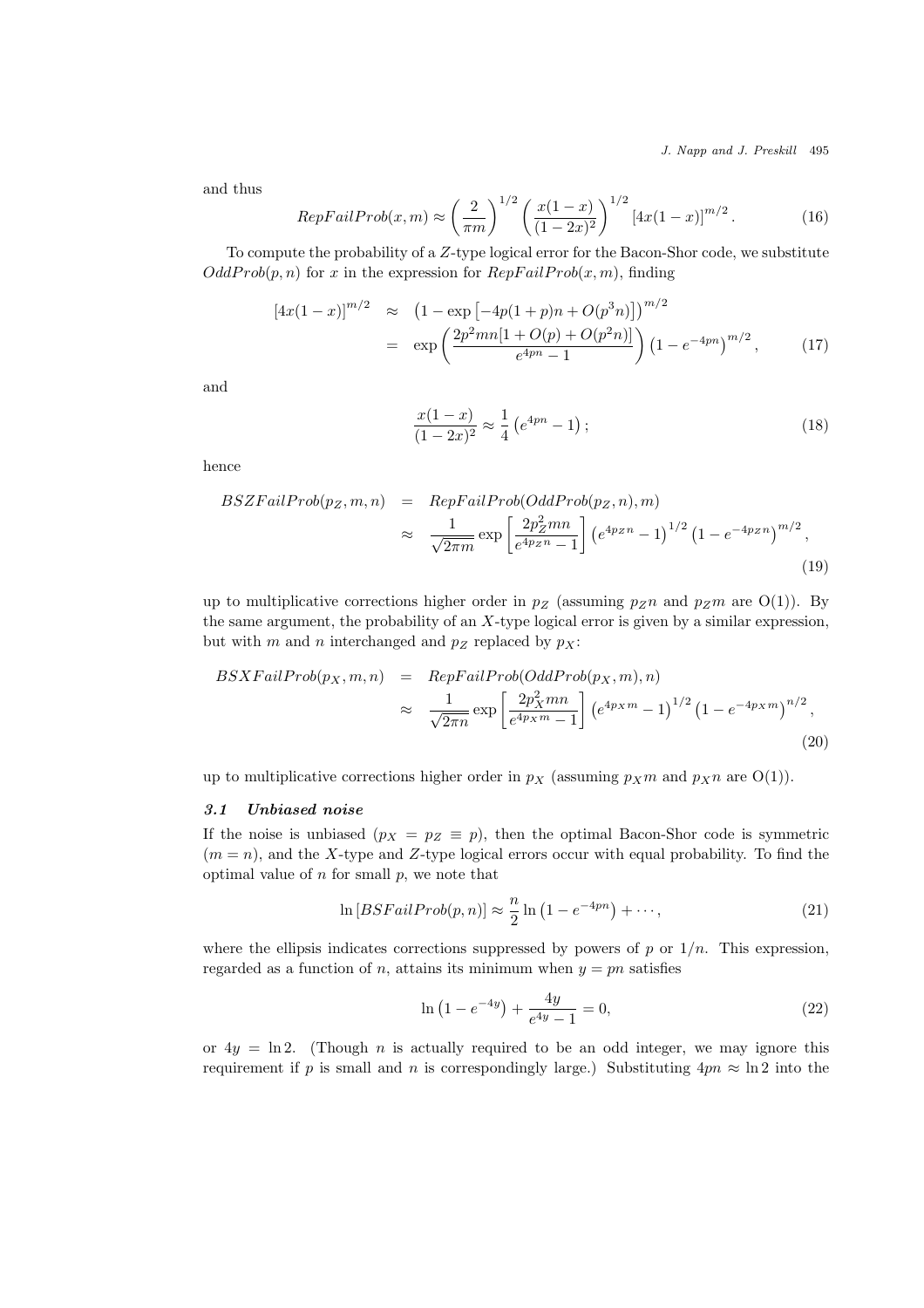and thus

$$RepFailProb(x,m) \approx \left(\frac{2}{\pi m}\right)^{1/2} \left(\frac{x(1-x)}{(1-2x)^2}\right)^{1/2} [4x(1-x)]^{m/2}. \tag{16}$$

To compute the probability of a $Z$-type logical error for the Bacon-Shor code, we substitute $OddProb(p,n)$ for $x$ in the expression for $RepFailProb(x,m)$, finding

$$\begin{aligned} [4x(1-x)]^{m/2} &\approx \left(1-\exp\left[-4p(1+p)n + O(p^3 n)\right]\right)^{m/2} \\ &= \exp\left(\frac{2p^2 mn[1+O(p)+O(p^2 n)]}{e^{4pn}-1}\right)\left(1-e^{-4pn}\right)^{m/2}, \end{aligned} \tag{17}$$

and

$$\frac{x(1-x)}{(1-2x)^2} \approx \frac{1}{4}\left(e^{4pn}-1\right); \tag{18}$$

hence

$$\begin{aligned} BSZFailProb(p_Z,m,n) &= RepFailProb(OddProb(p_Z,n),m) \\ &\approx \frac{1}{\sqrt{2\pi m}} \exp\left[\frac{2p_Z^2 mn}{e^{4p_Z n}-1}\right]\left(e^{4p_Z n}-1\right)^{1/2}\left(1-e^{-4p_Z n}\right)^{m/2}, \end{aligned} \tag{19}$$

up to multiplicative corrections higher order in $p_Z$ (assuming $p_Z n$ and $p_Z m$ are O(1)). By the same argument, the probability of an $X$-type logical error is given by a similar expression, but with $m$ and $n$ interchanged and $p_Z$ replaced by $p_X$:

$$\begin{aligned} BSXFailProb(p_X,m,n) &= RepFailProb(OddProb(p_X,m),n) \\ &\approx \frac{1}{\sqrt{2\pi n}} \exp\left[\frac{2p_X^2 mn}{e^{4p_X m}-1}\right]\left(e^{4p_X m}-1\right)^{1/2}\left(1-e^{-4p_X m}\right)^{n/2}, \end{aligned} \tag{20}$$

up to multiplicative corrections higher order in $p_X$ (assuming $p_X m$ and $p_X n$ are O(1)).

### *3.1 Unbiased noise*

If the noise is unbiased ($p_X = p_Z \equiv p$), then the optimal Bacon-Shor code is symmetric ($m = n$), and the $X$-type and $Z$-type logical errors occur with equal probability. To find the optimal value of $n$ for small $p$, we note that

$$\ln\left[BSFailProb(p,n)\right] \approx \frac{n}{2}\ln\left(1-e^{-4pn}\right) + \cdots, \tag{21}$$

where the ellipsis indicates corrections suppressed by powers of $p$ or $1/n$. This expression, regarded as a function of $n$, attains its minimum when $y = pn$ satisfies

$$\ln\left(1-e^{-4y}\right) + \frac{4y}{e^{4y}-1} = 0, \tag{22}$$

or $4y = \ln 2$. (Though $n$ is actually required to be an odd integer, we may ignore this requirement if $p$ is small and $n$ is correspondingly large.) Substituting $4pn \approx \ln 2$ into the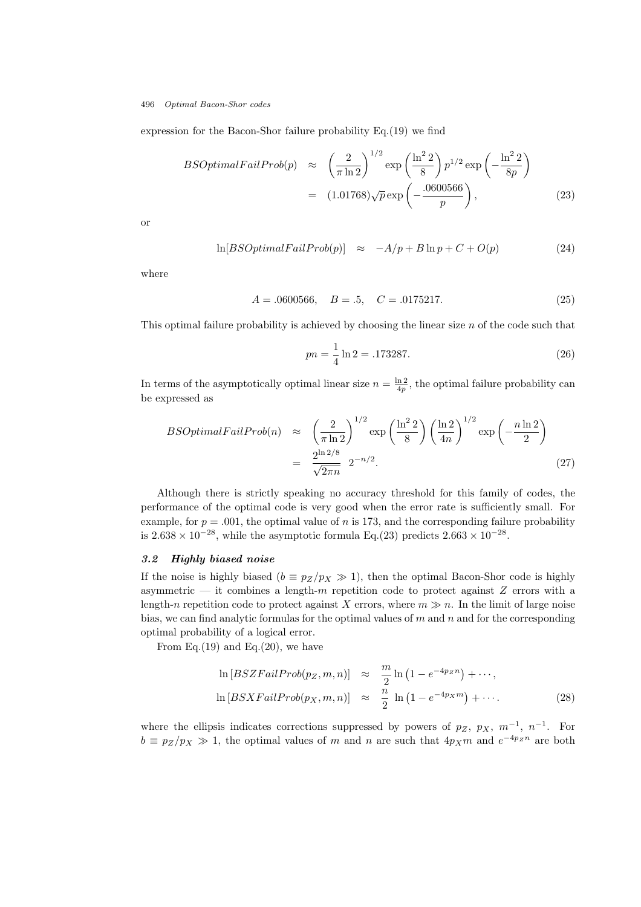expression for the Bacon-Shor failure probability Eq.(19) we find

$$
\begin{aligned}
BSOptimalFailProb(p) &\approx \left(\frac{2}{\pi \ln 2}\right)^{1/2} \exp\left(\frac{\ln^2 2}{8}\right) p^{1/2} \exp\left(-\frac{\ln^2 2}{8p}\right) \\
&= (1.01768)\sqrt{p}\exp\left(-\frac{.0600566}{p}\right),
\end{aligned} \tag{23}
$$

or

$$
\ln[BSOptimalFailProb(p)] \approx -A/p + B\ln p + C + O(p) \tag{24}
$$

where

$$
A = .0600566, \quad B = .5, \quad C = .0175217. \tag{25}
$$

This optimal failure probability is achieved by choosing the linear size $n$ of the code such that

$$
pn = \frac{1}{4}\ln 2 = .173287. \tag{26}
$$

In terms of the asymptotically optimal linear size $n = \frac{\ln 2}{4p}$, the optimal failure probability can be expressed as

$$
\begin{aligned}
BSOptimalFailProb(n) &\approx \left(\frac{2}{\pi \ln 2}\right)^{1/2} \exp\left(\frac{\ln^2 2}{8}\right)\left(\frac{\ln 2}{4n}\right)^{1/2} \exp\left(-\frac{n\ln 2}{2}\right) \\
&= \frac{2^{\ln 2/8}}{\sqrt{2\pi n}}\ 2^{-n/2}.
\end{aligned} \tag{27}
$$

Although there is strictly speaking no accuracy threshold for this family of codes, the performance of the optimal code is very good when the error rate is sufficiently small. For example, for $p = .001$, the optimal value of $n$ is 173, and the corresponding failure probability is $2.638 \times 10^{-28}$, while the asymptotic formula Eq.(23) predicts $2.663 \times 10^{-28}$.

### *3.2 Highly biased noise*

If the noise is highly biased ($b \equiv p_Z/p_X \gg 1$), then the optimal Bacon-Shor code is highly asymmetric — it combines a length-$m$ repetition code to protect against $Z$ errors with a length-$n$ repetition code to protect against $X$ errors, where $m \gg n$. In the limit of large noise bias, we can find analytic formulas for the optimal values of $m$ and $n$ and for the corresponding optimal probability of a logical error.

From Eq.(19) and Eq.(20), we have

$$
\begin{aligned}
\ln\left[BSZFailProb(p_Z, m, n)\right] &\approx \frac{m}{2}\ln\left(1 - e^{-4p_Z n}\right) + \cdots, \\
\ln\left[BSXFailProb(p_X, m, n)\right] &\approx \frac{n}{2}\ \ln\left(1 - e^{-4p_X m}\right) + \cdots.
\end{aligned} \tag{28}
$$

where the ellipsis indicates corrections suppressed by powers of $p_Z$, $p_X$, $m^{-1}$, $n^{-1}$. For $b \equiv p_Z/p_X \gg 1$, the optimal values of $m$ and $n$ are such that $4p_X m$ and $e^{-4p_Z n}$ are both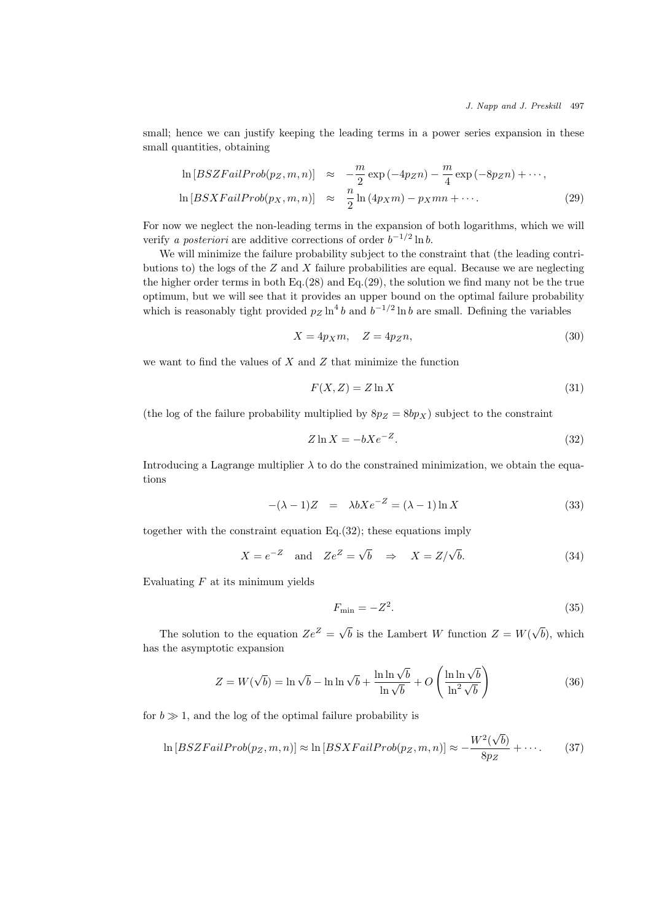small; hence we can justify keeping the leading terms in a power series expansion in these small quantities, obtaining

$$
\begin{aligned}
\ln\left[BSZFailProb(p_Z, m, n)\right] &\approx -\frac{m}{2}\exp\left(-4p_Z n\right) - \frac{m}{4}\exp\left(-8p_Z n\right) + \cdots, \\
\ln\left[BSXFailProb(p_X, m, n)\right] &\approx \frac{n}{2}\ln\left(4p_X m\right) - p_X m n + \cdots.
\end{aligned}
\tag{29}
$$

For now we neglect the non-leading terms in the expansion of both logarithms, which we will verify *a posteriori* are additive corrections of order $b^{-1/2}\ln b$.

We will minimize the failure probability subject to the constraint that (the leading contributions to) the logs of the $Z$ and $X$ failure probabilities are equal. Because we are neglecting the higher order terms in both Eq.(28) and Eq.(29), the solution we find many not be the true optimum, but we will see that it provides an upper bound on the optimal failure probability which is reasonably tight provided $p_Z \ln^4 b$ and $b^{-1/2}\ln b$ are small. Defining the variables

$$
X = 4p_X m, \quad Z = 4p_Z n,
\tag{30}
$$

we want to find the values of $X$ and $Z$ that minimize the function

$$
F(X, Z) = Z \ln X
\tag{31}
$$

(the log of the failure probability multiplied by $8p_Z = 8bp_X$) subject to the constraint

$$
Z \ln X = -bXe^{-Z}.
\tag{32}
$$

Introducing a Lagrange multiplier $\lambda$ to do the constrained minimization, we obtain the equations

$$
-(\lambda - 1)Z \;\; = \;\; \lambda b X e^{-Z} = (\lambda - 1)\ln X
\tag{33}
$$

together with the constraint equation Eq.(32); these equations imply

$$
X = e^{-Z} \quad \text{and} \quad Ze^{Z} = \sqrt{b} \quad \Rightarrow \quad X = Z/\sqrt{b}.
\tag{34}
$$

Evaluating $F$ at its minimum yields

$$
F_{\min} = -Z^2.
\tag{35}
$$

The solution to the equation $Ze^Z = \sqrt{b}$ is the Lambert $W$ function $Z = W(\sqrt{b})$, which has the asymptotic expansion

$$
Z = W(\sqrt{b}) = \ln\sqrt{b} - \ln\ln\sqrt{b} + \frac{\ln\ln\sqrt{b}}{\ln\sqrt{b}} + O\left(\frac{\ln\ln\sqrt{b}}{\ln^2\sqrt{b}}\right)
\tag{36}
$$

for $b \gg 1$, and the log of the optimal failure probability is

$$
\ln\left[BSZFailProb(p_Z, m, n)\right] \approx \ln\left[BSXFailProb(p_Z, m, n)\right] \approx -\frac{W^2(\sqrt{b})}{8p_Z} + \cdots.
\tag{37}
$$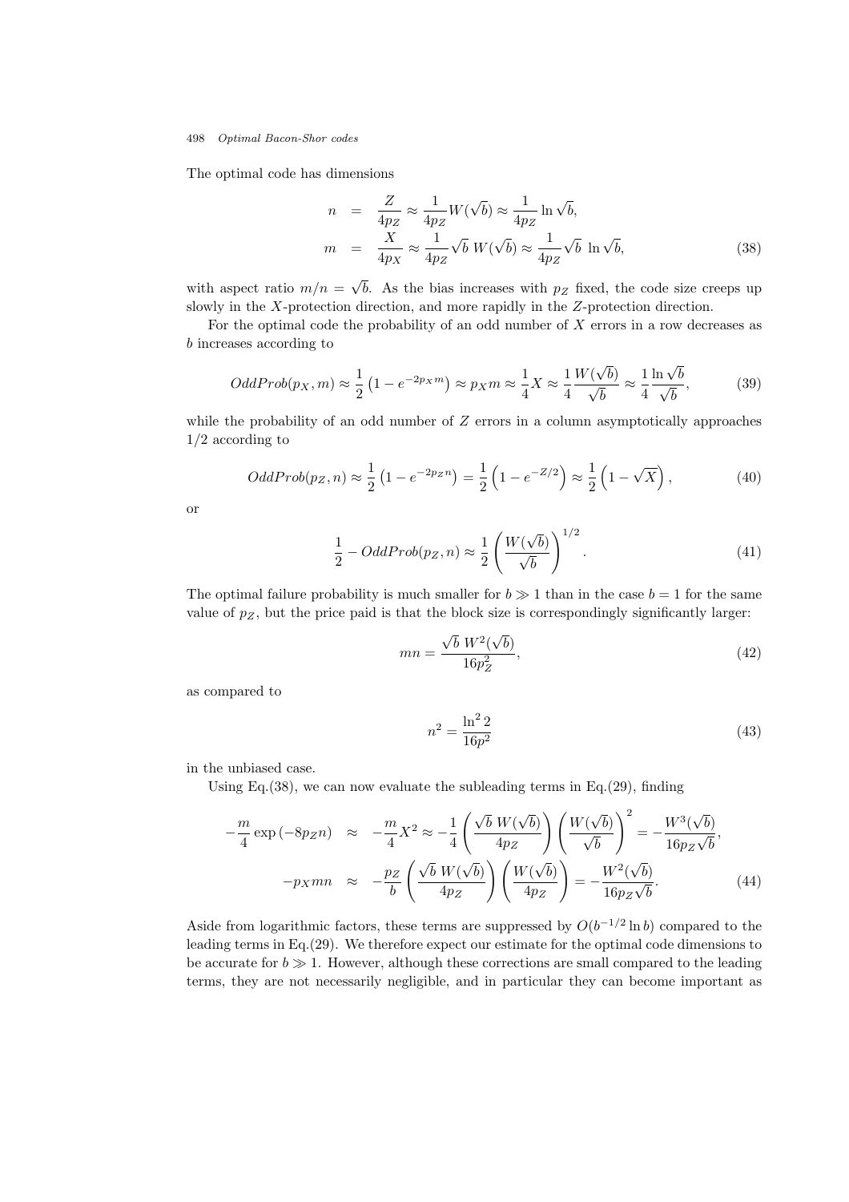The optimal code has dimensions

$$
\begin{aligned}
n &= \frac{Z}{4p_Z} \approx \frac{1}{4p_Z} W(\sqrt{b}) \approx \frac{1}{4p_Z} \ln \sqrt{b}, \\
m &= \frac{X}{4p_X} \approx \frac{1}{4p_Z} \sqrt{b}\; W(\sqrt{b}) \approx \frac{1}{4p_Z} \sqrt{b}\; \ln \sqrt{b},
\end{aligned} \tag{38}
$$

with aspect ratio $m/n = \sqrt{b}$. As the bias increases with $p_Z$ fixed, the code size creeps up slowly in the $X$-protection direction, and more rapidly in the $Z$-protection direction.

For the optimal code the probability of an odd number of $X$ errors in a row decreases as $b$ increases according to

$$
OddProb(p_X, m) \approx \frac{1}{2}\left(1 - e^{-2p_X m}\right) \approx p_X m \approx \frac{1}{4} X \approx \frac{1}{4} \frac{W(\sqrt{b})}{\sqrt{b}} \approx \frac{1}{4} \frac{\ln \sqrt{b}}{\sqrt{b}}, \tag{39}
$$

while the probability of an odd number of $Z$ errors in a column asymptotically approaches $1/2$ according to

$$
OddProb(p_Z, n) \approx \frac{1}{2}\left(1 - e^{-2p_Z n}\right) = \frac{1}{2}\left(1 - e^{-Z/2}\right) \approx \frac{1}{2}\left(1 - \sqrt{X}\right), \tag{40}
$$

or

$$
\frac{1}{2} - OddProb(p_Z, n) \approx \frac{1}{2}\left(\frac{W(\sqrt{b})}{\sqrt{b}}\right)^{1/2}. \tag{41}
$$

The optimal failure probability is much smaller for $b \gg 1$ than in the case $b = 1$ for the same value of $p_Z$, but the price paid is that the block size is correspondingly significantly larger:

$$
mn = \frac{\sqrt{b}\; W^2(\sqrt{b})}{16p_Z^2}, \tag{42}
$$

as compared to

$$
n^2 = \frac{\ln^2 2}{16p^2} \tag{43}
$$

in the unbiased case.

Using Eq.(38), we can now evaluate the subleading terms in Eq.(29), finding

$$
\begin{aligned}
-\frac{m}{4}\exp\left(-8p_Z n\right) &\approx -\frac{m}{4} X^2 \approx -\frac{1}{4}\left(\frac{\sqrt{b}\; W(\sqrt{b})}{4p_Z}\right)\left(\frac{W(\sqrt{b})}{\sqrt{b}}\right)^2 = -\frac{W^3(\sqrt{b})}{16p_Z\sqrt{b}}, \\
-p_X mn &\approx -\frac{p_Z}{b}\left(\frac{\sqrt{b}\; W(\sqrt{b})}{4p_Z}\right)\left(\frac{W(\sqrt{b})}{4p_Z}\right) = -\frac{W^2(\sqrt{b})}{16p_Z\sqrt{b}}.
\end{aligned} \tag{44}
$$

Aside from logarithmic factors, these terms are suppressed by $O(b^{-1/2}\ln b)$ compared to the leading terms in Eq.(29). We therefore expect our estimate for the optimal code dimensions to be accurate for $b \gg 1$. However, although these corrections are small compared to the leading terms, they are not necessarily negligible, and in particular they can become important as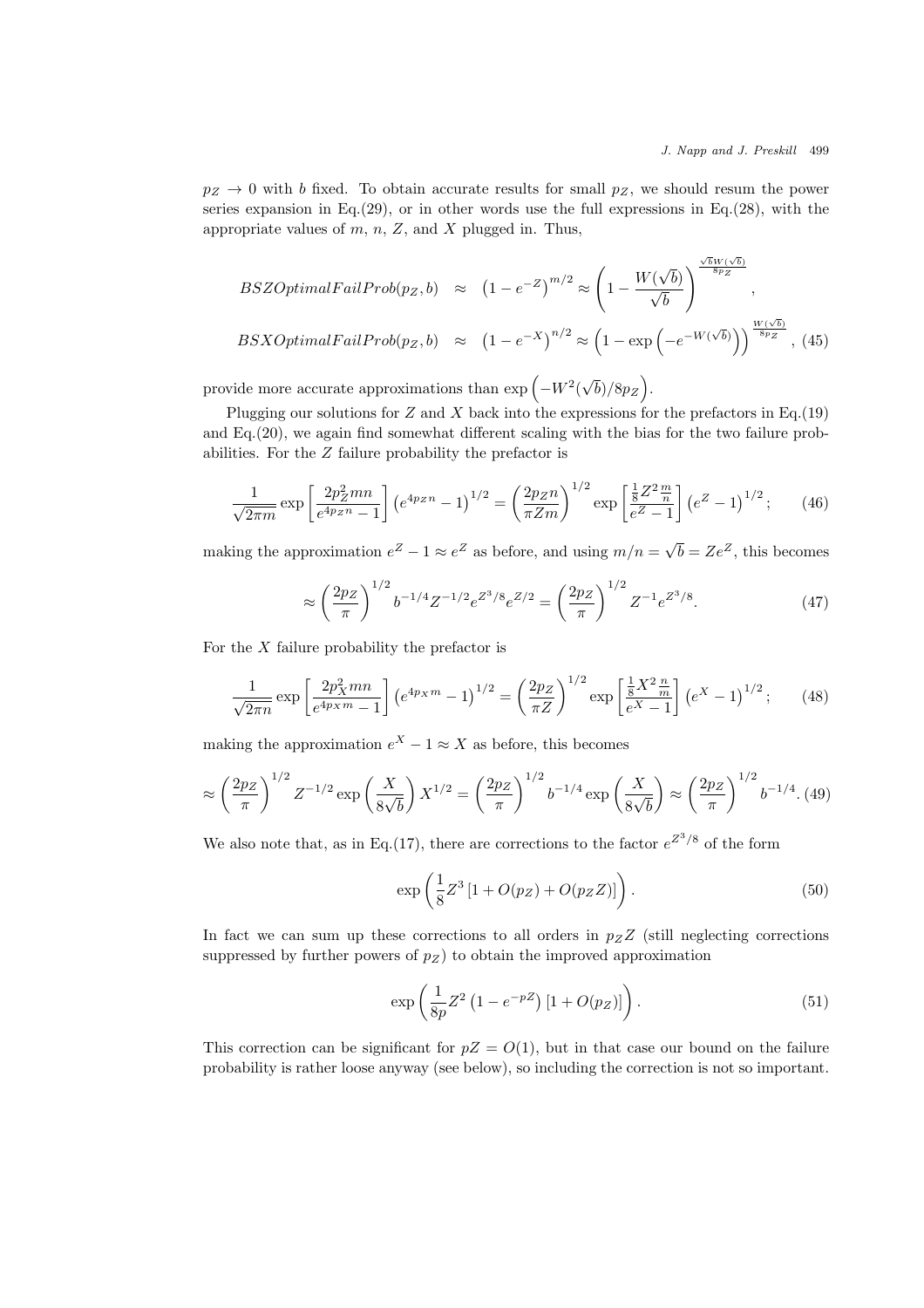$p_Z \to 0$ with $b$ fixed. To obtain accurate results for small $p_Z$, we should resum the power series expansion in Eq.(29), or in other words use the full expressions in Eq.(28), with the appropriate values of $m$, $n$, $Z$, and $X$ plugged in. Thus,

$$
\begin{aligned}
BSZOptimalFailProb(p_Z, b) &\approx \left(1 - e^{-Z}\right)^{m/2} \approx \left(1 - \frac{W(\sqrt{b})}{\sqrt{b}}\right)^{\frac{\sqrt{b}W(\sqrt{b})}{8p_Z}}, \\
BSXOptimalFailProb(p_Z, b) &\approx \left(1 - e^{-X}\right)^{n/2} \approx \left(1 - \exp\left(-e^{-W(\sqrt{b})}\right)\right)^{\frac{W(\sqrt{b})}{8p_Z}}, \quad (45)
\end{aligned}
$$

provide more accurate approximations than $\exp\left(-W^2(\sqrt{b})/8p_Z\right)$.

Plugging our solutions for $Z$ and $X$ back into the expressions for the prefactors in Eq.(19) and Eq.(20), we again find somewhat different scaling with the bias for the two failure probabilities. For the $Z$ failure probability the prefactor is

$$
\frac{1}{\sqrt{2\pi m}} \exp\left[\frac{2p_Z^2 mn}{e^{4p_Z n} - 1}\right] \left(e^{4p_Z n} - 1\right)^{1/2} = \left(\frac{2p_Z n}{\pi Z m}\right)^{1/2} \exp\left[\frac{\frac{1}{8}Z^2 \frac{m}{n}}{e^Z - 1}\right] \left(e^Z - 1\right)^{1/2}; \quad (46)
$$

making the approximation $e^Z - 1 \approx e^Z$ as before, and using $m/n = \sqrt{b} = Ze^Z$, this becomes

$$
\approx \left(\frac{2p_Z}{\pi}\right)^{1/2} b^{-1/4} Z^{-1/2} e^{Z^3/8} e^{Z/2} = \left(\frac{2p_Z}{\pi}\right)^{1/2} Z^{-1} e^{Z^3/8}. \quad (47)
$$

For the $X$ failure probability the prefactor is

$$
\frac{1}{\sqrt{2\pi n}} \exp\left[\frac{2p_X^2 mn}{e^{4p_X m} - 1}\right] \left(e^{4p_X m} - 1\right)^{1/2} = \left(\frac{2p_Z}{\pi Z}\right)^{1/2} \exp\left[\frac{\frac{1}{8}X^2 \frac{n}{m}}{e^X - 1}\right] \left(e^X - 1\right)^{1/2}; \quad (48)
$$

making the approximation $e^X - 1 \approx X$ as before, this becomes

$$
\approx \left(\frac{2p_Z}{\pi}\right)^{1/2} Z^{-1/2} \exp\left(\frac{X}{8\sqrt{b}}\right) X^{1/2} = \left(\frac{2p_Z}{\pi}\right)^{1/2} b^{-1/4} \exp\left(\frac{X}{8\sqrt{b}}\right) \approx \left(\frac{2p_Z}{\pi}\right)^{1/2} b^{-1/4}. \quad (49)
$$

We also note that, as in Eq.(17), there are corrections to the factor $e^{Z^3/8}$ of the form

$$
\exp\left(\frac{1}{8}Z^3 \left[1 + O(p_Z) + O(p_Z Z)\right]\right). \quad (50)
$$

In fact we can sum up these corrections to all orders in $p_Z Z$ (still neglecting corrections suppressed by further powers of $p_Z$) to obtain the improved approximation

$$
\exp\left(\frac{1}{8p}Z^2 \left(1 - e^{-pZ}\right) \left[1 + O(p_Z)\right]\right). \quad (51)
$$

This correction can be significant for $pZ = O(1)$, but in that case our bound on the failure probability is rather loose anyway (see below), so including the correction is not so important.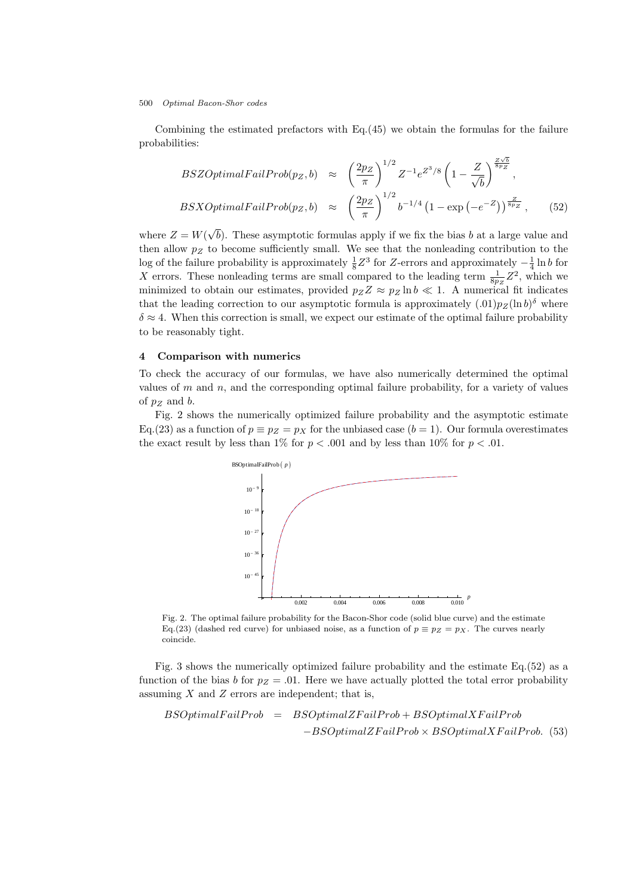Combining the estimated prefactors with Eq.(45) we obtain the formulas for the failure probabilities:

$$
\begin{aligned}
BSZOptimalFailProb(p_Z, b) &\approx \left(\frac{2p_Z}{\pi}\right)^{1/2} Z^{-1} e^{Z^3/8} \left(1 - \frac{Z}{\sqrt{b}}\right)^{\frac{Z\sqrt{b}}{8p_Z}}, \\
BSXOptimalFailProb(p_Z, b) &\approx \left(\frac{2p_Z}{\pi}\right)^{1/2} b^{-1/4} \left(1 - \exp\left(-e^{-Z}\right)\right)^{\frac{Z}{8p_Z}}, \qquad (52)
\end{aligned}
$$

where $Z = W(\sqrt{b})$. These asymptotic formulas apply if we fix the bias $b$ at a large value and then allow $p_Z$ to become sufficiently small. We see that the nonleading contribution to the log of the failure probability is approximately $\frac{1}{8}Z^3$ for $Z$-errors and approximately $-\frac{1}{4}\ln b$ for $X$ errors. These nonleading terms are small compared to the leading term $\frac{1}{8p_Z}Z^2$, which we minimized to obtain our estimates, provided $p_Z Z \approx p_Z \ln b \ll 1$. A numerical fit indicates that the leading correction to our asymptotic formula is approximately $(.01)p_Z(\ln b)^\delta$ where $\delta \approx 4$. When this correction is small, we expect our estimate of the optimal failure probability to be reasonably tight.

## 4 Comparison with numerics

To check the accuracy of our formulas, we have also numerically determined the optimal values of $m$ and $n$, and the corresponding optimal failure probability, for a variety of values of $p_Z$ and $b$.

Fig. 2 shows the numerically optimized failure probability and the asymptotic estimate Eq.(23) as a function of $p \equiv p_Z = p_X$ for the unbiased case ($b = 1$). Our formula overestimates the exact result by less than 1% for $p < .001$ and by less than 10% for $p < .01$.

Fig. 2. The optimal failure probability for the Bacon-Shor code (solid blue curve) and the estimate Eq.(23) (dashed red curve) for unbiased noise, as a function of $p \equiv p_Z = p_X$. The curves nearly coincide.

Fig. 3 shows the numerically optimized failure probability and the estimate Eq.(52) as a function of the bias $b$ for $p_Z = .01$. Here we have actually plotted the total error probability assuming $X$ and $Z$ errors are independent; that is,

$$
\begin{aligned}
BSOptimalFailProb &= BSOptimalZFailProb + BSOptimalXFailProb \\
&\quad - BSOptimalZFailProb \times BSOptimalXFailProb. \qquad (53)
\end{aligned}
$$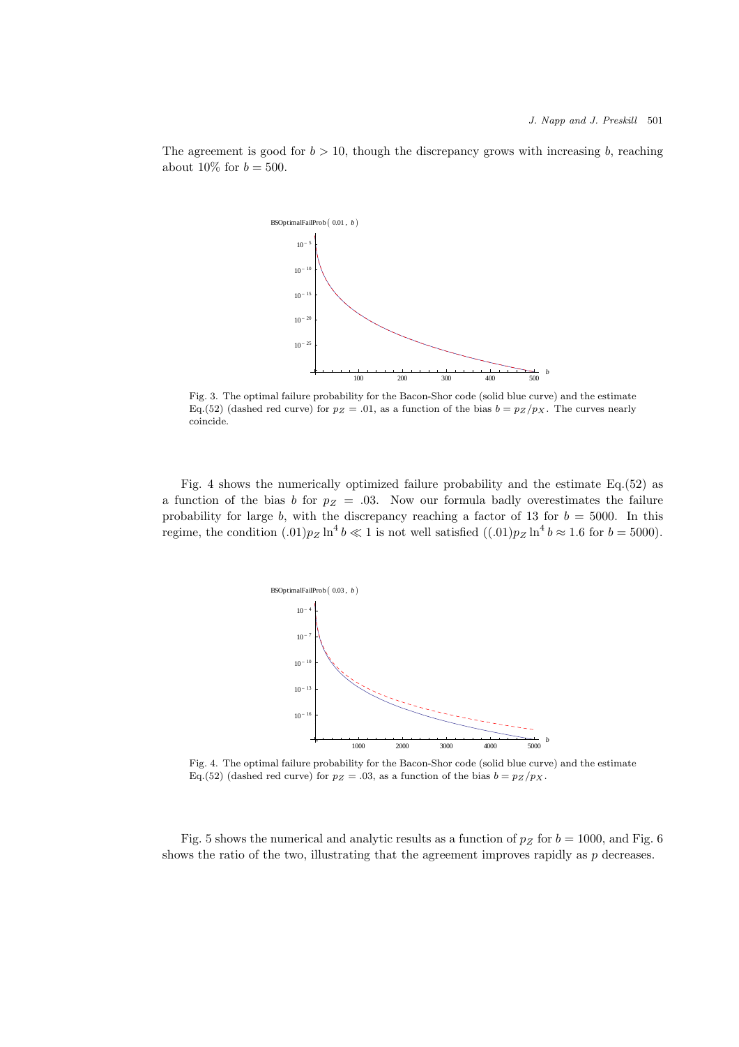The agreement is good for $b > 10$, though the discrepancy grows with increasing $b$, reaching about 10% for $b = 500$.

Fig. 3. The optimal failure probability for the Bacon-Shor code (solid blue curve) and the estimate Eq.(52) (dashed red curve) for $p_Z = .01$, as a function of the bias $b = p_Z/p_X$. The curves nearly coincide.

Fig. 4 shows the numerically optimized failure probability and the estimate Eq.(52) as a function of the bias $b$ for $p_Z = .03$. Now our formula badly overestimates the failure probability for large $b$, with the discrepancy reaching a factor of 13 for $b = 5000$. In this regime, the condition $(.01)p_Z \ln^4 b \ll 1$ is not well satisfied ($(.01)p_Z \ln^4 b \approx 1.6$ for $b = 5000$).

Fig. 4. The optimal failure probability for the Bacon-Shor code (solid blue curve) and the estimate Eq.(52) (dashed red curve) for $p_Z = .03$, as a function of the bias $b = p_Z/p_X$.

Fig. 5 shows the numerical and analytic results as a function of $p_Z$ for $b = 1000$, and Fig. 6 shows the ratio of the two, illustrating that the agreement improves rapidly as $p$ decreases.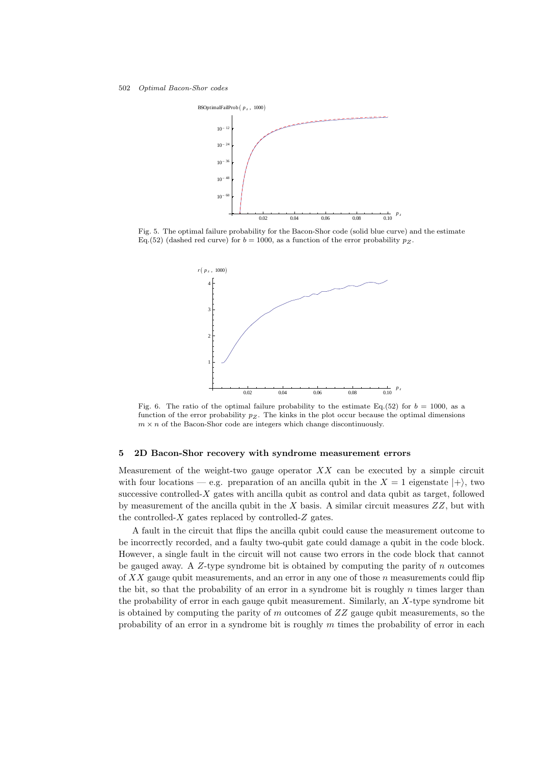Fig. 5. The optimal failure probability for the Bacon-Shor code (solid blue curve) and the estimate Eq.(52) (dashed red curve) for $b = 1000$, as a function of the error probability $p_Z$.

Fig. 6. The ratio of the optimal failure probability to the estimate Eq.(52) for $b = 1000$, as a function of the error probability $p_Z$. The kinks in the plot occur because the optimal dimensions $m \times n$ of the Bacon-Shor code are integers which change discontinuously.

## 5 2D Bacon-Shor recovery with syndrome measurement errors

Measurement of the weight-two gauge operator $XX$ can be executed by a simple circuit with four locations — e.g. preparation of an ancilla qubit in the $X = 1$ eigenstate $|+\rangle$, two successive controlled-$X$ gates with ancilla qubit as control and data qubit as target, followed by measurement of the ancilla qubit in the $X$ basis. A similar circuit measures $ZZ$, but with the controlled-$X$ gates replaced by controlled-$Z$ gates.

A fault in the circuit that flips the ancilla qubit could cause the measurement outcome to be incorrectly recorded, and a faulty two-qubit gate could damage a qubit in the code block. However, a single fault in the circuit will not cause two errors in the code block that cannot be gauged away. A $Z$-type syndrome bit is obtained by computing the parity of $n$ outcomes of $XX$ gauge qubit measurements, and an error in any one of those $n$ measurements could flip the bit, so that the probability of an error in a syndrome bit is roughly $n$ times larger than the probability of error in each gauge qubit measurement. Similarly, an $X$-type syndrome bit is obtained by computing the parity of $m$ outcomes of $ZZ$ gauge qubit measurements, so the probability of an error in a syndrome bit is roughly $m$ times the probability of error in each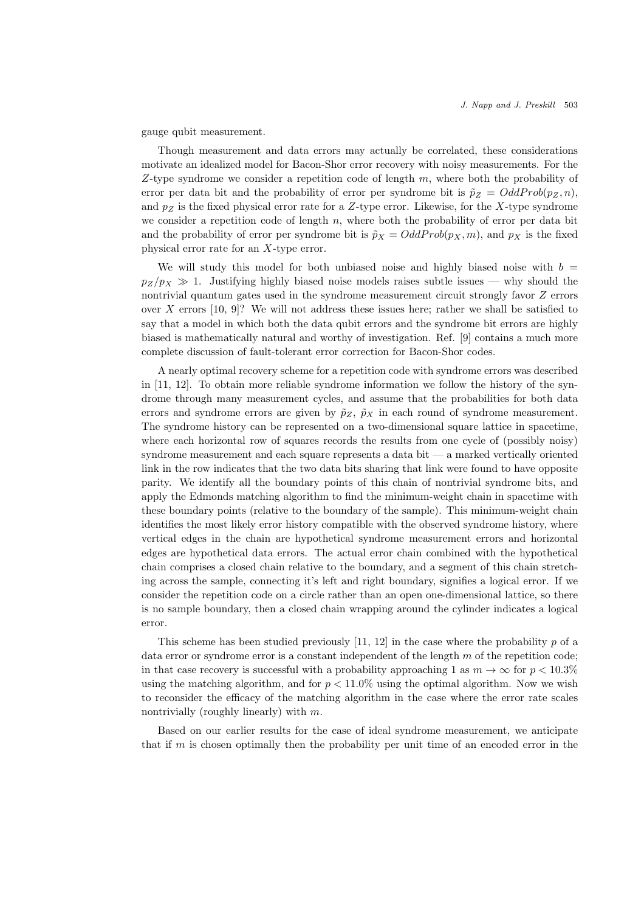gauge qubit measurement.

Though measurement and data errors may actually be correlated, these considerations motivate an idealized model for Bacon-Shor error recovery with noisy measurements. For the $Z$-type syndrome we consider a repetition code of length $m$, where both the probability of error per data bit and the probability of error per syndrome bit is $\tilde{p}_Z = OddProb(p_Z, n)$, and $p_Z$ is the fixed physical error rate for a $Z$-type error. Likewise, for the $X$-type syndrome we consider a repetition code of length $n$, where both the probability of error per data bit and the probability of error per syndrome bit is $\tilde{p}_X = OddProb(p_X, m)$, and $p_X$ is the fixed physical error rate for an $X$-type error.

We will study this model for both unbiased noise and highly biased noise with $b = p_Z/p_X \gg 1$. Justifying highly biased noise models raises subtle issues — why should the nontrivial quantum gates used in the syndrome measurement circuit strongly favor $Z$ errors over $X$ errors [10, 9]? We will not address these issues here; rather we shall be satisfied to say that a model in which both the data qubit errors and the syndrome bit errors are highly biased is mathematically natural and worthy of investigation. Ref. [9] contains a much more complete discussion of fault-tolerant error correction for Bacon-Shor codes.

A nearly optimal recovery scheme for a repetition code with syndrome errors was described in [11, 12]. To obtain more reliable syndrome information we follow the history of the syndrome through many measurement cycles, and assume that the probabilities for both data errors and syndrome errors are given by $\tilde{p}_Z$, $\tilde{p}_X$ in each round of syndrome measurement. The syndrome history can be represented on a two-dimensional square lattice in spacetime, where each horizontal row of squares records the results from one cycle of (possibly noisy) syndrome measurement and each square represents a data bit — a marked vertically oriented link in the row indicates that the two data bits sharing that link were found to have opposite parity. We identify all the boundary points of this chain of nontrivial syndrome bits, and apply the Edmonds matching algorithm to find the minimum-weight chain in spacetime with these boundary points (relative to the boundary of the sample). This minimum-weight chain identifies the most likely error history compatible with the observed syndrome history, where vertical edges in the chain are hypothetical syndrome measurement errors and horizontal edges are hypothetical data errors. The actual error chain combined with the hypothetical chain comprises a closed chain relative to the boundary, and a segment of this chain stretching across the sample, connecting it's left and right boundary, signifies a logical error. If we consider the repetition code on a circle rather than an open one-dimensional lattice, so there is no sample boundary, then a closed chain wrapping around the cylinder indicates a logical error.

This scheme has been studied previously [11, 12] in the case where the probability $p$ of a data error or syndrome error is a constant independent of the length $m$ of the repetition code; in that case recovery is successful with a probability approaching 1 as $m \to \infty$ for $p < 10.3\%$ using the matching algorithm, and for $p < 11.0\%$ using the optimal algorithm. Now we wish to reconsider the efficacy of the matching algorithm in the case where the error rate scales nontrivially (roughly linearly) with $m$.

Based on our earlier results for the case of ideal syndrome measurement, we anticipate that if $m$ is chosen optimally then the probability per unit time of an encoded error in the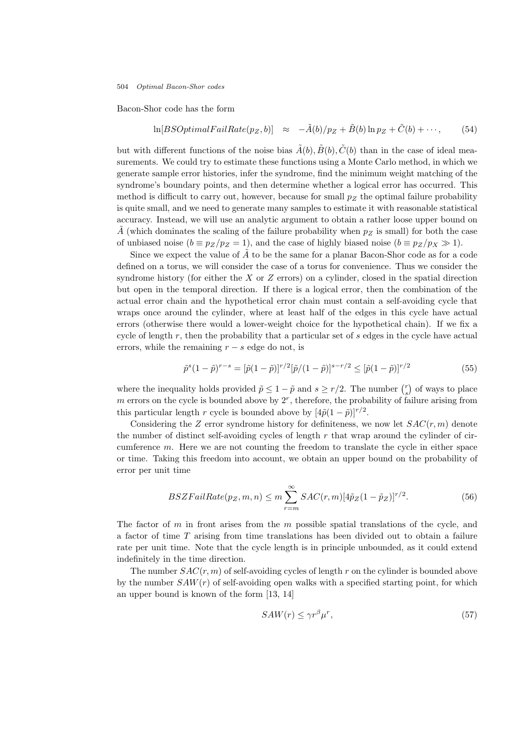Bacon-Shor code has the form

$$\ln[BSOptimalFailRate(p_Z, b)] \quad \approx \quad -\tilde{A}(b)/p_Z + \tilde{B}(b)\ln p_Z + \tilde{C}(b) + \cdots, \tag{54}$$

but with different functions of the noise bias $\tilde{A}(b), \tilde{B}(b), \tilde{C}(b)$ than in the case of ideal measurements. We could try to estimate these functions using a Monte Carlo method, in which we generate sample error histories, infer the syndrome, find the minimum weight matching of the syndrome's boundary points, and then determine whether a logical error has occurred. This method is difficult to carry out, however, because for small $p_Z$ the optimal failure probability is quite small, and we need to generate many samples to estimate it with reasonable statistical accuracy. Instead, we will use an analytic argument to obtain a rather loose upper bound on $\tilde{A}$ (which dominates the scaling of the failure probability when $p_Z$ is small) for both the case of unbiased noise ($b \equiv p_Z/p_Z = 1$), and the case of highly biased noise ($b \equiv p_Z/p_X \gg 1$).

Since we expect the value of $\tilde{A}$ to be the same for a planar Bacon-Shor code as for a code defined on a torus, we will consider the case of a torus for convenience. Thus we consider the syndrome history (for either the $X$ or $Z$ errors) on a cylinder, closed in the spatial direction but open in the temporal direction. If there is a logical error, then the combination of the actual error chain and the hypothetical error chain must contain a self-avoiding cycle that wraps once around the cylinder, where at least half of the edges in this cycle have actual errors (otherwise there would a lower-weight choice for the hypothetical chain). If we fix a cycle of length $r$, then the probability that a particular set of $s$ edges in the cycle have actual errors, while the remaining $r-s$ edge do not, is

$$\tilde{p}^s(1-\tilde{p})^{r-s} = [\tilde{p}(1-\tilde{p})]^{r/2}[\tilde{p}/(1-\tilde{p})]^{s-r/2} \leq [\tilde{p}(1-\tilde{p})]^{r/2} \tag{55}$$

where the inequality holds provided $\tilde{p} \leq 1-\tilde{p}$ and $s \geq r/2$. The number $\binom{r}{s}$ of ways to place $m$ errors on the cycle is bounded above by $2^r$, therefore, the probability of failure arising from this particular length $r$ cycle is bounded above by $[4\tilde{p}(1-\tilde{p})]^{r/2}$.

Considering the $Z$ error syndrome history for definiteness, we now let $SAC(r,m)$ denote the number of distinct self-avoiding cycles of length $r$ that wrap around the cylinder of circumference $m$. Here we are not counting the freedom to translate the cycle in either space or time. Taking this freedom into account, we obtain an upper bound on the probability of error per unit time

$$BSZFailRate(p_Z, m, n) \leq m\sum_{r=m}^{\infty} SAC(r,m)[4\tilde{p}_Z(1-\tilde{p}_Z)]^{r/2}. \tag{56}$$

The factor of $m$ in front arises from the $m$ possible spatial translations of the cycle, and a factor of time $T$ arising from time translations has been divided out to obtain a failure rate per unit time. Note that the cycle length is in principle unbounded, as it could extend indefinitely in the time direction.

The number $SAC(r,m)$ of self-avoiding cycles of length $r$ on the cylinder is bounded above by the number $SAW(r)$ of self-avoiding open walks with a specified starting point, for which an upper bound is known of the form [13, 14]

$$SAW(r) \leq \gamma r^{\beta}\mu^{r}, \tag{57}$$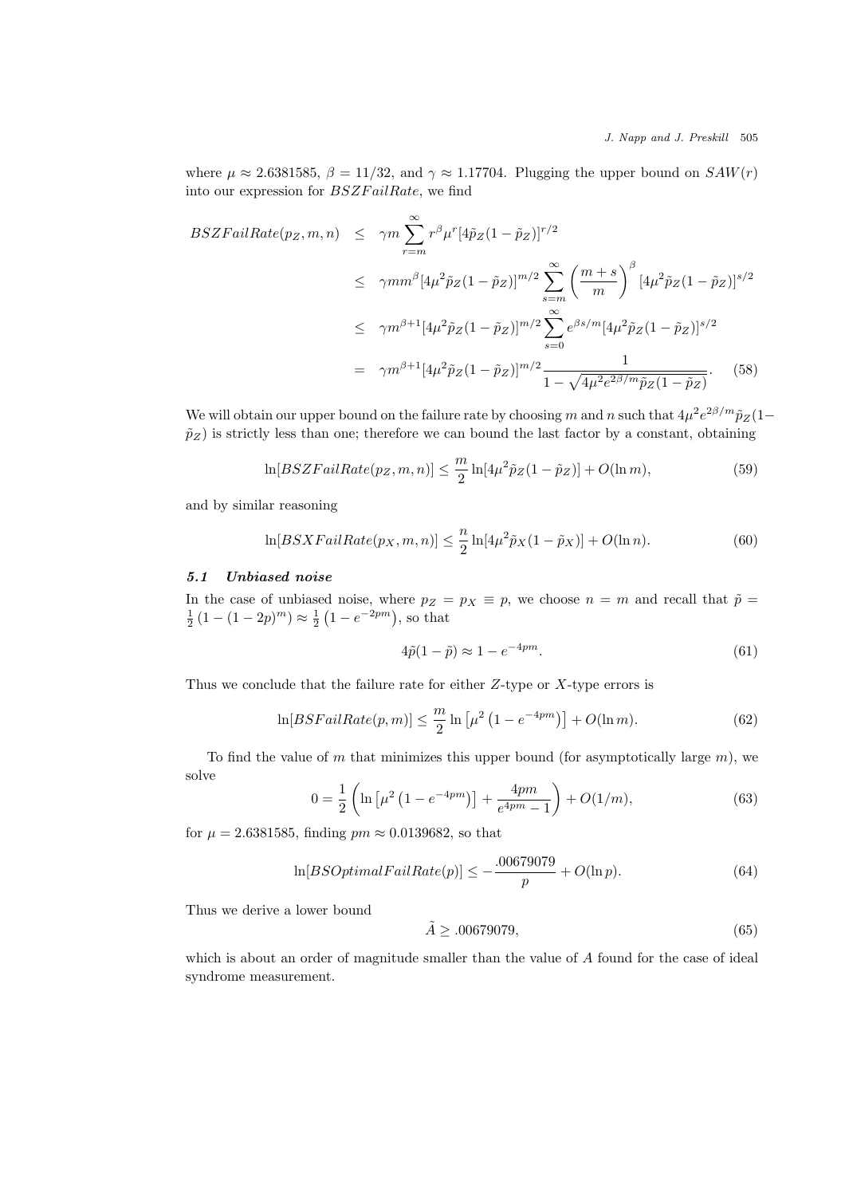where $\mu \approx 2.6381585$, $\beta = 11/32$, and $\gamma \approx 1.17704$. Plugging the upper bound on $SAW(r)$ into our expression for $BSZFailRate$, we find

$$
\begin{aligned}
BSZFailRate(p_Z, m, n) &\leq \gamma m \sum_{r=m}^{\infty} r^{\beta} \mu^{r} [4\tilde{p}_Z(1-\tilde{p}_Z)]^{r/2} \\
&\leq \gamma m m^{\beta} [4\mu^2 \tilde{p}_Z(1-\tilde{p}_Z)]^{m/2} \sum_{s=m}^{\infty} \left(\frac{m+s}{m}\right)^{\beta} [4\mu^2 \tilde{p}_Z(1-\tilde{p}_Z)]^{s/2} \\
&\leq \gamma m^{\beta+1} [4\mu^2 \tilde{p}_Z(1-\tilde{p}_Z)]^{m/2} \sum_{s=0}^{\infty} e^{\beta s/m} [4\mu^2 \tilde{p}_Z(1-\tilde{p}_Z)]^{s/2} \\
&= \gamma m^{\beta+1} [4\mu^2 \tilde{p}_Z(1-\tilde{p}_Z)]^{m/2} \frac{1}{1-\sqrt{4\mu^2 e^{2\beta/m} \tilde{p}_Z(1-\tilde{p}_Z)}}. \qquad (58)
\end{aligned}
$$

We will obtain our upper bound on the failure rate by choosing $m$ and $n$ such that $4\mu^2 e^{2\beta/m}\tilde{p}_Z(1-\tilde{p}_Z)$ is strictly less than one; therefore we can bound the last factor by a constant, obtaining

$$
\ln[BSZFailRate(p_Z, m, n)] \leq \frac{m}{2} \ln[4\mu^2 \tilde{p}_Z(1-\tilde{p}_Z)] + O(\ln m), \qquad (59)
$$

and by similar reasoning

$$
\ln[BSXFailRate(p_X, m, n)] \leq \frac{n}{2} \ln[4\mu^2 \tilde{p}_X(1-\tilde{p}_X)] + O(\ln n). \qquad (60)
$$

### *5.1 Unbiased noise*

In the case of unbiased noise, where $p_Z = p_X \equiv p$, we choose $n = m$ and recall that $\tilde{p} = \frac{1}{2}\left(1-(1-2p)^m\right) \approx \frac{1}{2}\left(1-e^{-2pm}\right)$, so that

$$
4\tilde{p}(1-\tilde{p}) \approx 1 - e^{-4pm}. \qquad (61)
$$

Thus we conclude that the failure rate for either $Z$-type or $X$-type errors is

$$
\ln[BSFailRate(p, m)] \leq \frac{m}{2} \ln\left[\mu^2\left(1-e^{-4pm}\right)\right] + O(\ln m). \qquad (62)
$$

To find the value of $m$ that minimizes this upper bound (for asymptotically large $m$), we solve

$$
0 = \frac{1}{2}\left(\ln\left[\mu^2\left(1-e^{-4pm}\right)\right] + \frac{4pm}{e^{4pm}-1}\right) + O(1/m), \qquad (63)
$$

for $\mu = 2.6381585$, finding $pm \approx 0.0139682$, so that

$$
\ln[BSOptimalFailRate(p)] \leq -\frac{.00679079}{p} + O(\ln p). \qquad (64)
$$

Thus we derive a lower bound

$$
\tilde{A} \geq .00679079, \qquad (65)
$$

which is about an order of magnitude smaller than the value of $A$ found for the case of ideal syndrome measurement.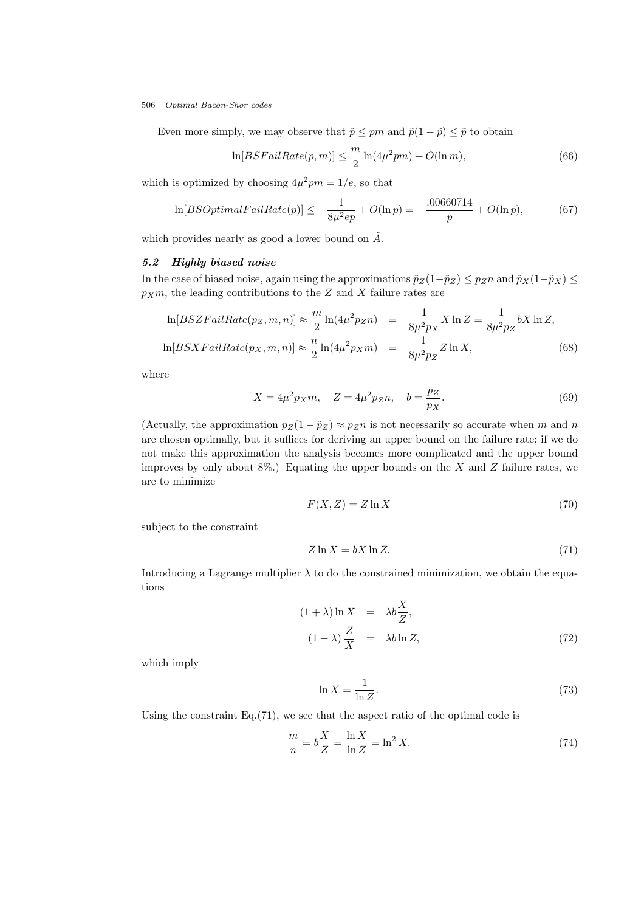Even more simply, we may observe that $\tilde{p} \le pm$ and $\tilde{p}(1-\tilde{p}) \le \tilde{p}$ to obtain

$$\ln[BSFailRate(p,m)] \le \frac{m}{2}\ln(4\mu^2 pm) + O(\ln m), \tag{66}$$

which is optimized by choosing $4\mu^2 pm = 1/e$, so that

$$\ln[BSOptimalFailRate(p)] \le -\frac{1}{8\mu^2 ep} + O(\ln p) = -\frac{.00660714}{p} + O(\ln p), \tag{67}$$

which provides nearly as good a lower bound on $\tilde{A}$.

### 5.2 Highly biased noise

In the case of biased noise, again using the approximations $\tilde{p}_Z(1-\tilde{p}_Z) \le p_Z n$ and $\tilde{p}_X(1-\tilde{p}_X) \le p_X m$, the leading contributions to the $Z$ and $X$ failure rates are

$$\begin{aligned}
\ln[BSZFailRate(p_Z,m,n)] \approx \frac{m}{2}\ln(4\mu^2 p_Z n) &= \frac{1}{8\mu^2 p_X} X \ln Z = \frac{1}{8\mu^2 p_Z} bX \ln Z, \\
\ln[BSXFailRate(p_X,m,n)] \approx \frac{n}{2}\ln(4\mu^2 p_X m) &= \frac{1}{8\mu^2 p_Z} Z \ln X,
\end{aligned} \tag{68}$$

where

$$X = 4\mu^2 p_X m, \quad Z = 4\mu^2 p_Z n, \quad b = \frac{p_Z}{p_X}. \tag{69}$$

(Actually, the approximation $p_Z(1-\tilde{p}_Z) \approx p_Z n$ is not necessarily so accurate when $m$ and $n$ are chosen optimally, but it suffices for deriving an upper bound on the failure rate; if we do not make this approximation the analysis becomes more complicated and the upper bound improves by only about 8%.) Equating the upper bounds on the $X$ and $Z$ failure rates, we are to minimize

$$F(X,Z) = Z \ln X \tag{70}$$

subject to the constraint

$$Z \ln X = bX \ln Z. \tag{71}$$

Introducing a Lagrange multiplier $\lambda$ to do the constrained minimization, we obtain the equations

$$\begin{aligned}
(1+\lambda)\ln X &= \lambda b \frac{X}{Z}, \\
(1+\lambda)\frac{Z}{X} &= \lambda b \ln Z,
\end{aligned} \tag{72}$$

which imply

$$\ln X = \frac{1}{\ln Z}. \tag{73}$$

Using the constraint Eq.(71), we see that the aspect ratio of the optimal code is

$$\frac{m}{n} = b\frac{X}{Z} = \frac{\ln X}{\ln Z} = \ln^2 X. \tag{74}$$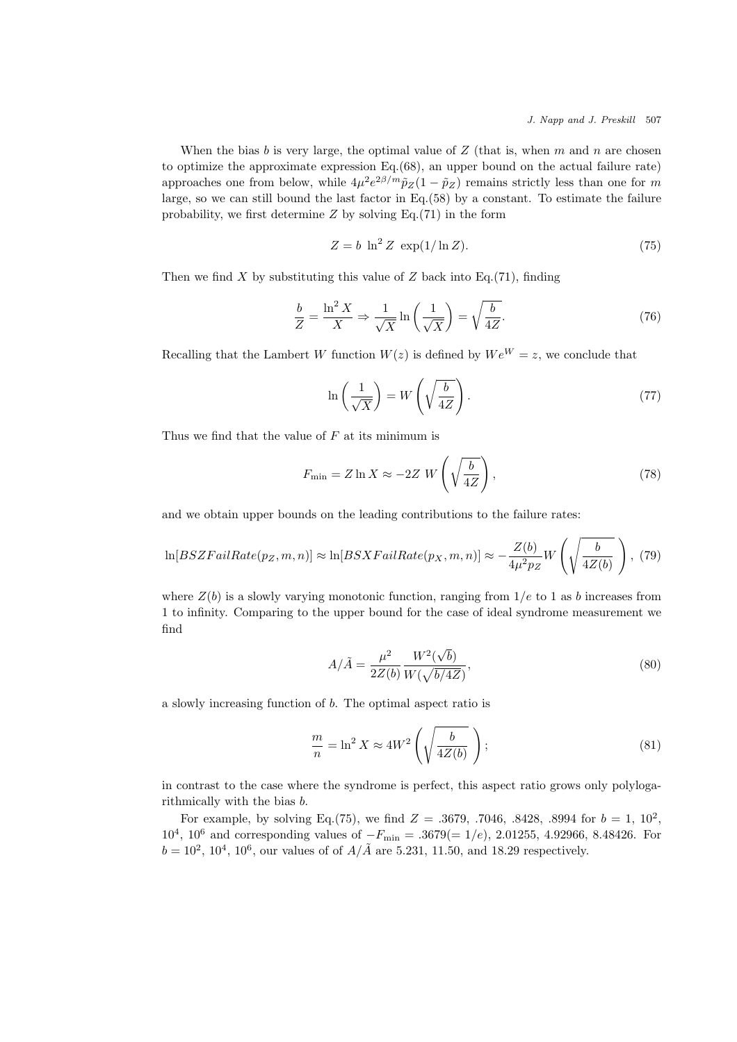When the bias $b$ is very large, the optimal value of $Z$ (that is, when $m$ and $n$ are chosen to optimize the approximate expression Eq.(68), an upper bound on the actual failure rate) approaches one from below, while $4\mu^2 e^{2\beta/m}\tilde{p}_Z(1-\tilde{p}_Z)$ remains strictly less than one for $m$ large, so we can still bound the last factor in Eq.(58) by a constant. To estimate the failure probability, we first determine $Z$ by solving Eq.(71) in the form

$$Z = b\ \ln^2 Z\ \exp(1/\ln Z). \tag{75}$$

Then we find $X$ by substituting this value of $Z$ back into Eq.(71), finding

$$\frac{b}{Z} = \frac{\ln^2 X}{X} \Rightarrow \frac{1}{\sqrt{X}}\ln\left(\frac{1}{\sqrt{X}}\right) = \sqrt{\frac{b}{4Z}}. \tag{76}$$

Recalling that the Lambert $W$ function $W(z)$ is defined by $We^W = z$, we conclude that

$$\ln\left(\frac{1}{\sqrt{X}}\right) = W\left(\sqrt{\frac{b}{4Z}}\right). \tag{77}$$

Thus we find that the value of $F$ at its minimum is

$$F_{\min} = Z\ln X \approx -2Z\ W\left(\sqrt{\frac{b}{4Z}}\right), \tag{78}$$

and we obtain upper bounds on the leading contributions to the failure rates:

$$\ln[BSZFailRate(p_Z,m,n)] \approx \ln[BSXFailRate(p_X,m,n)] \approx -\frac{Z(b)}{4\mu^2 p_Z} W\left(\sqrt{\frac{b}{4Z(b)}}\right), \tag{79}$$

where $Z(b)$ is a slowly varying monotonic function, ranging from $1/e$ to 1 as $b$ increases from 1 to infinity. Comparing to the upper bound for the case of ideal syndrome measurement we find

$$A/\tilde{A} = \frac{\mu^2}{2Z(b)}\frac{W^2(\sqrt{b})}{W(\sqrt{b/4Z})}, \tag{80}$$

a slowly increasing function of $b$. The optimal aspect ratio is

$$\frac{m}{n} = \ln^2 X \approx 4W^2\left(\sqrt{\frac{b}{4Z(b)}}\right); \tag{81}$$

in contrast to the case where the syndrome is perfect, this aspect ratio grows only polylogarithmically with the bias $b$.

For example, by solving Eq.(75), we find $Z = .3679$, $.7046$, $.8428$, $.8994$ for $b = 1$, $10^2$, $10^4$, $10^6$ and corresponding values of $-F_{\min} = .3679 (= 1/e)$, 2.01255, 4.92966, 8.48426. For $b = 10^2$, $10^4$, $10^6$, our values of of $A/\tilde{A}$ are 5.231, 11.50, and 18.29 respectively.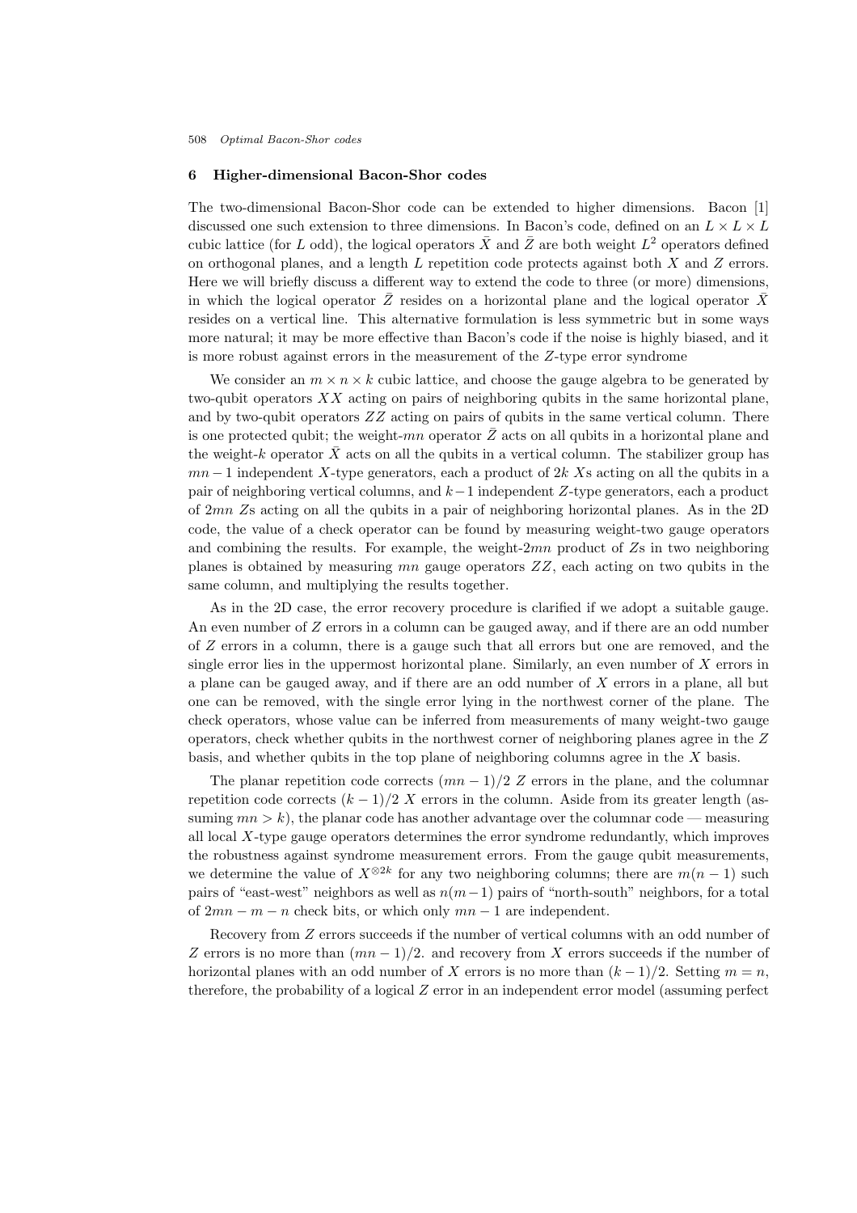## 6 Higher-dimensional Bacon-Shor codes

The two-dimensional Bacon-Shor code can be extended to higher dimensions. Bacon [1] discussed one such extension to three dimensions. In Bacon's code, defined on an $L \times L \times L$ cubic lattice (for $L$ odd), the logical operators $\bar{X}$ and $\bar{Z}$ are both weight $L^2$ operators defined on orthogonal planes, and a length $L$ repetition code protects against both $X$ and $Z$ errors. Here we will briefly discuss a different way to extend the code to three (or more) dimensions, in which the logical operator $\bar{Z}$ resides on a horizontal plane and the logical operator $\bar{X}$ resides on a vertical line. This alternative formulation is less symmetric but in some ways more natural; it may be more effective than Bacon's code if the noise is highly biased, and it is more robust against errors in the measurement of the $Z$-type error syndrome

We consider an $m \times n \times k$ cubic lattice, and choose the gauge algebra to be generated by two-qubit operators $XX$ acting on pairs of neighboring qubits in the same horizontal plane, and by two-qubit operators $ZZ$ acting on pairs of qubits in the same vertical column. There is one protected qubit; the weight-$mn$ operator $\bar{Z}$ acts on all qubits in a horizontal plane and the weight-$k$ operator $\bar{X}$ acts on all the qubits in a vertical column. The stabilizer group has $mn-1$ independent $X$-type generators, each a product of $2k$ $X$s acting on all the qubits in a pair of neighboring vertical columns, and $k-1$ independent $Z$-type generators, each a product of $2mn$ $Z$s acting on all the qubits in a pair of neighboring horizontal planes. As in the 2D code, the value of a check operator can be found by measuring weight-two gauge operators and combining the results. For example, the weight-$2mn$ product of $Z$s in two neighboring planes is obtained by measuring $mn$ gauge operators $ZZ$, each acting on two qubits in the same column, and multiplying the results together.

As in the 2D case, the error recovery procedure is clarified if we adopt a suitable gauge. An even number of $Z$ errors in a column can be gauged away, and if there are an odd number of $Z$ errors in a column, there is a gauge such that all errors but one are removed, and the single error lies in the uppermost horizontal plane. Similarly, an even number of $X$ errors in a plane can be gauged away, and if there are an odd number of $X$ errors in a plane, all but one can be removed, with the single error lying in the northwest corner of the plane. The check operators, whose value can be inferred from measurements of many weight-two gauge operators, check whether qubits in the northwest corner of neighboring planes agree in the $Z$ basis, and whether qubits in the top plane of neighboring columns agree in the $X$ basis.

The planar repetition code corrects $(mn-1)/2$ $Z$ errors in the plane, and the columnar repetition code corrects $(k-1)/2$ $X$ errors in the column. Aside from its greater length (assuming $mn > k$), the planar code has another advantage over the columnar code — measuring all local $X$-type gauge operators determines the error syndrome redundantly, which improves the robustness against syndrome measurement errors. From the gauge qubit measurements, we determine the value of $X^{\otimes 2k}$ for any two neighboring columns; there are $m(n-1)$ such pairs of "east-west" neighbors as well as $n(m-1)$ pairs of "north-south" neighbors, for a total of $2mn - m - n$ check bits, or which only $mn - 1$ are independent.

Recovery from $Z$ errors succeeds if the number of vertical columns with an odd number of $Z$ errors is no more than $(mn-1)/2$. and recovery from $X$ errors succeeds if the number of horizontal planes with an odd number of $X$ errors is no more than $(k-1)/2$. Setting $m = n$, therefore, the probability of a logical $Z$ error in an independent error model (assuming perfect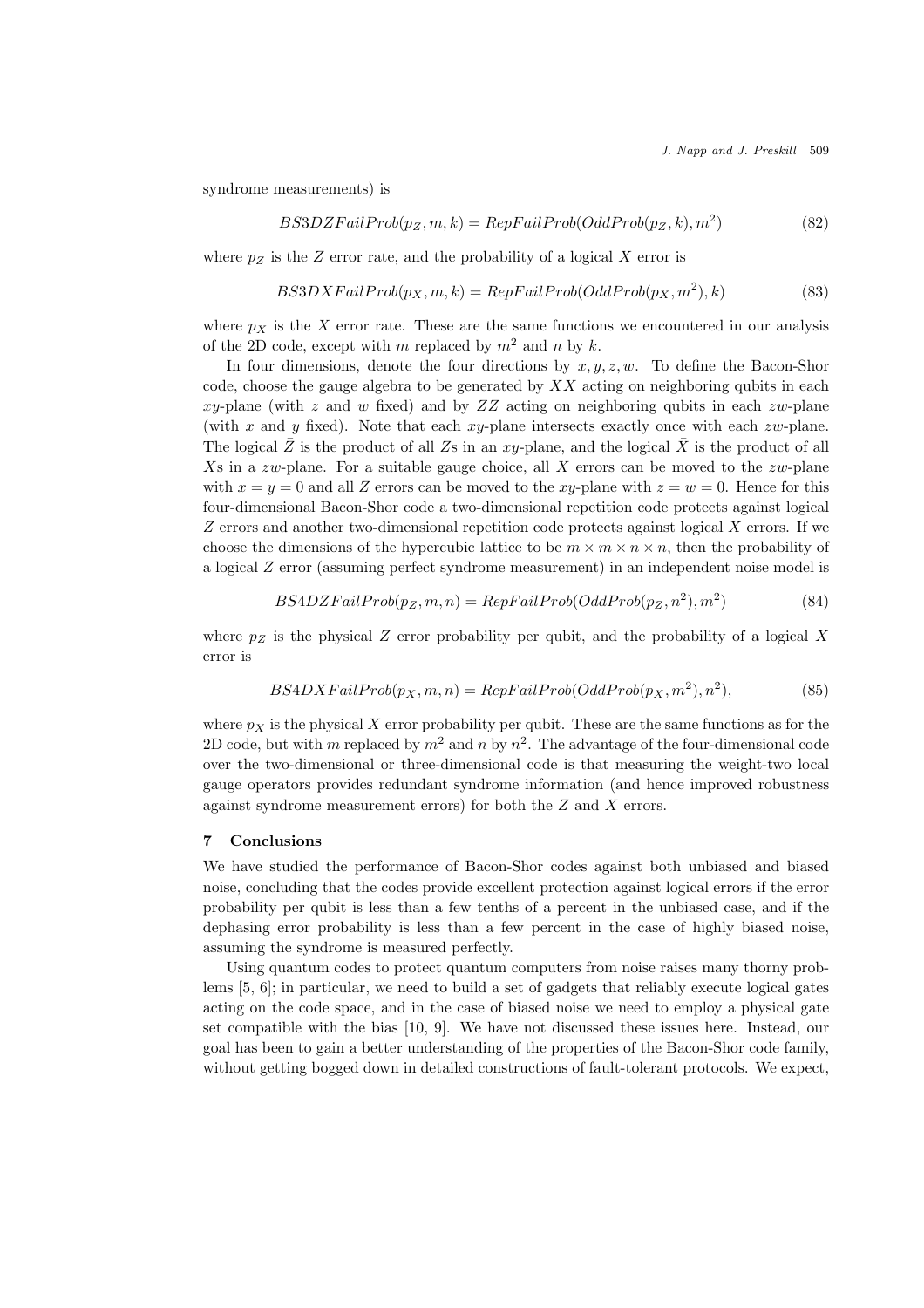syndrome measurements) is

$$BS3DZFailProb(p_Z, m, k) = RepFailProb(OddProb(p_Z, k), m^2) \tag{82}$$

where $p_Z$ is the $Z$ error rate, and the probability of a logical $X$ error is

$$BS3DXFailProb(p_X, m, k) = RepFailProb(OddProb(p_X, m^2), k) \tag{83}$$

where $p_X$ is the $X$ error rate. These are the same functions we encountered in our analysis of the 2D code, except with $m$ replaced by $m^2$ and $n$ by $k$.

In four dimensions, denote the four directions by $x, y, z, w$. To define the Bacon-Shor code, choose the gauge algebra to be generated by $XX$ acting on neighboring qubits in each $xy$-plane (with $z$ and $w$ fixed) and by $ZZ$ acting on neighboring qubits in each $zw$-plane (with $x$ and $y$ fixed). Note that each $xy$-plane intersects exactly once with each $zw$-plane. The logical $\bar{Z}$ is the product of all $Z$s in an $xy$-plane, and the logical $\bar{X}$ is the product of all $X$s in a $zw$-plane. For a suitable gauge choice, all $X$ errors can be moved to the $zw$-plane with $x = y = 0$ and all $Z$ errors can be moved to the $xy$-plane with $z = w = 0$. Hence for this four-dimensional Bacon-Shor code a two-dimensional repetition code protects against logical $Z$ errors and another two-dimensional repetition code protects against logical $X$ errors. If we choose the dimensions of the hypercubic lattice to be $m \times m \times n \times n$, then the probability of a logical $Z$ error (assuming perfect syndrome measurement) in an independent noise model is

$$BS4DZFailProb(p_Z, m, n) = RepFailProb(OddProb(p_Z, n^2), m^2) \tag{84}$$

where $p_Z$ is the physical $Z$ error probability per qubit, and the probability of a logical $X$ error is

$$BS4DXFailProb(p_X, m, n) = RepFailProb(OddProb(p_X, m^2), n^2), \tag{85}$$

where $p_X$ is the physical $X$ error probability per qubit. These are the same functions as for the 2D code, but with $m$ replaced by $m^2$ and $n$ by $n^2$. The advantage of the four-dimensional code over the two-dimensional or three-dimensional code is that measuring the weight-two local gauge operators provides redundant syndrome information (and hence improved robustness against syndrome measurement errors) for both the $Z$ and $X$ errors.

## 7 Conclusions

We have studied the performance of Bacon-Shor codes against both unbiased and biased noise, concluding that the codes provide excellent protection against logical errors if the error probability per qubit is less than a few tenths of a percent in the unbiased case, and if the dephasing error probability is less than a few percent in the case of highly biased noise, assuming the syndrome is measured perfectly.

Using quantum codes to protect quantum computers from noise raises many thorny problems [5, 6]; in particular, we need to build a set of gadgets that reliably execute logical gates acting on the code space, and in the case of biased noise we need to employ a physical gate set compatible with the bias [10, 9]. We have not discussed these issues here. Instead, our goal has been to gain a better understanding of the properties of the Bacon-Shor code family, without getting bogged down in detailed constructions of fault-tolerant protocols. We expect,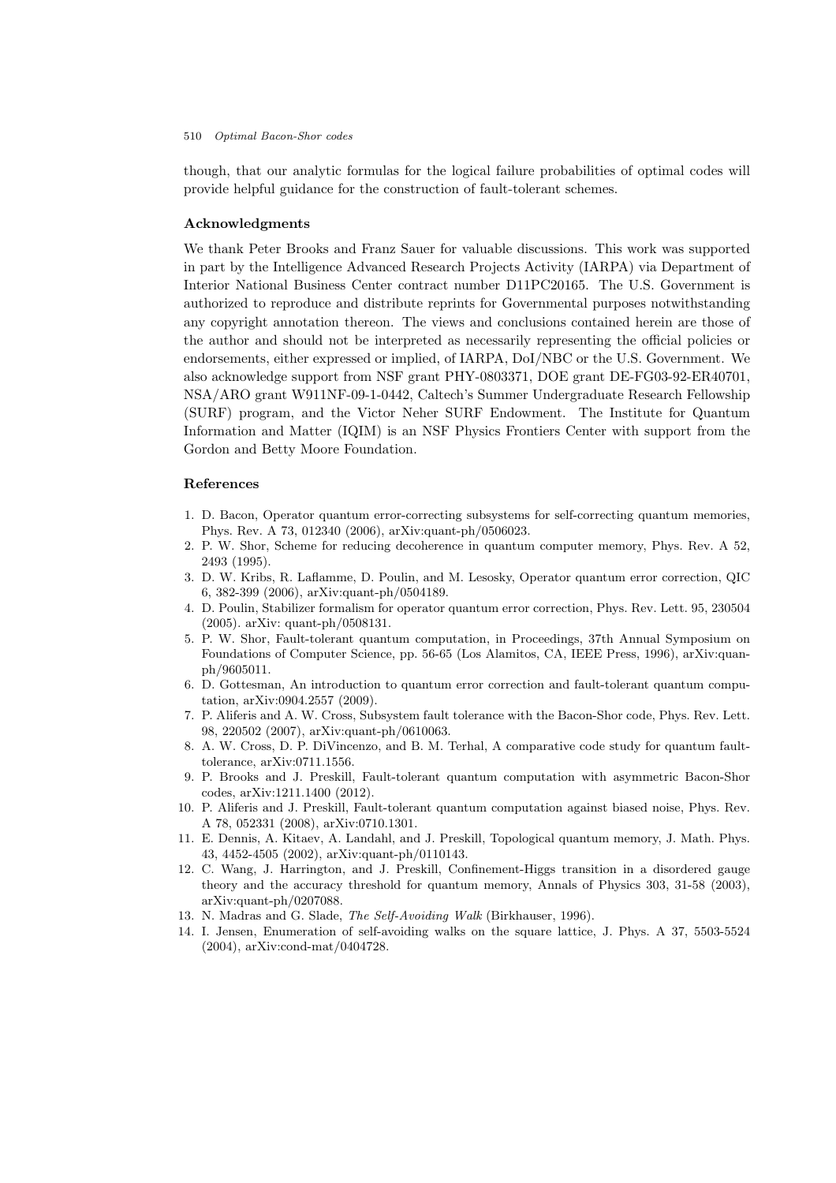though, that our analytic formulas for the logical failure probabilities of optimal codes will provide helpful guidance for the construction of fault-tolerant schemes.

## Acknowledgments

We thank Peter Brooks and Franz Sauer for valuable discussions. This work was supported in part by the Intelligence Advanced Research Projects Activity (IARPA) via Department of Interior National Business Center contract number D11PC20165. The U.S. Government is authorized to reproduce and distribute reprints for Governmental purposes notwithstanding any copyright annotation thereon. The views and conclusions contained herein are those of the author and should not be interpreted as necessarily representing the official policies or endorsements, either expressed or implied, of IARPA, DoI/NBC or the U.S. Government. We also acknowledge support from NSF grant PHY-0803371, DOE grant DE-FG03-92-ER40701, NSA/ARO grant W911NF-09-1-0442, Caltech's Summer Undergraduate Research Fellowship (SURF) program, and the Victor Neher SURF Endowment. The Institute for Quantum Information and Matter (IQIM) is an NSF Physics Frontiers Center with support from the Gordon and Betty Moore Foundation.

## References

1. D. Bacon, Operator quantum error-correcting subsystems for self-correcting quantum memories, Phys. Rev. A 73, 012340 (2006), arXiv:quant-ph/0506023.
2. P. W. Shor, Scheme for reducing decoherence in quantum computer memory, Phys. Rev. A 52, 2493 (1995).
3. D. W. Kribs, R. Laflamme, D. Poulin, and M. Lesosky, Operator quantum error correction, QIC 6, 382-399 (2006), arXiv:quant-ph/0504189.
4. D. Poulin, Stabilizer formalism for operator quantum error correction, Phys. Rev. Lett. 95, 230504 (2005). arXiv: quant-ph/0508131.
5. P. W. Shor, Fault-tolerant quantum computation, in Proceedings, 37th Annual Symposium on Foundations of Computer Science, pp. 56-65 (Los Alamitos, CA, IEEE Press, 1996), arXiv:quan-ph/9605011.
6. D. Gottesman, An introduction to quantum error correction and fault-tolerant quantum computation, arXiv:0904.2557 (2009).
7. P. Aliferis and A. W. Cross, Subsystem fault tolerance with the Bacon-Shor code, Phys. Rev. Lett. 98, 220502 (2007), arXiv:quant-ph/0610063.
8. A. W. Cross, D. P. DiVincenzo, and B. M. Terhal, A comparative code study for quantum fault-tolerance, arXiv:0711.1556.
9. P. Brooks and J. Preskill, Fault-tolerant quantum computation with asymmetric Bacon-Shor codes, arXiv:1211.1400 (2012).
10. P. Aliferis and J. Preskill, Fault-tolerant quantum computation against biased noise, Phys. Rev. A 78, 052331 (2008), arXiv:0710.1301.
11. E. Dennis, A. Kitaev, A. Landahl, and J. Preskill, Topological quantum memory, J. Math. Phys. 43, 4452-4505 (2002), arXiv:quant-ph/0110143.
12. C. Wang, J. Harrington, and J. Preskill, Confinement-Higgs transition in a disordered gauge theory and the accuracy threshold for quantum memory, Annals of Physics 303, 31-58 (2003), arXiv:quant-ph/0207088.
13. N. Madras and G. Slade, *The Self-Avoiding Walk* (Birkhauser, 1996).
14. I. Jensen, Enumeration of self-avoiding walks on the square lattice, J. Phys. A 37, 5503-5524 (2004), arXiv:cond-mat/0404728.